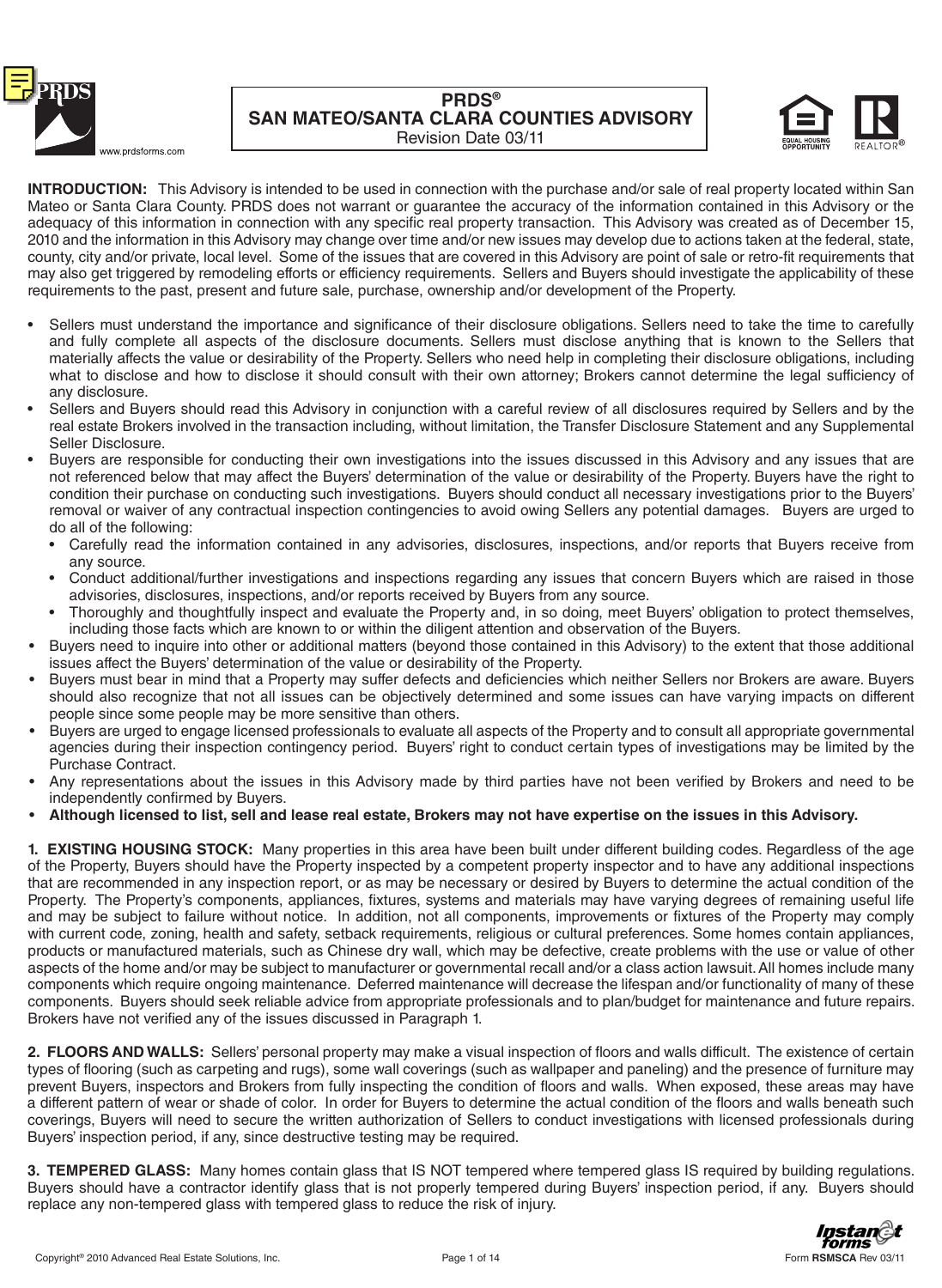# PRDS®
# SAN MATEO/SANTA CLARA COUNTIES ADVISORY

Revision Date 03/11

**INTRODUCTION:** This Advisory is intended to be used in connection with the purchase and/or sale of real property located within San Mateo or Santa Clara County. PRDS does not warrant or guarantee the accuracy of the information contained in this Advisory or the adequacy of this information in connection with any specific real property transaction. This Advisory was created as of December 15, 2010 and the information in this Advisory may change over time and/or new issues may develop due to actions taken at the federal, state, county, city and/or private, local level. Some of the issues that are covered in this Advisory are point of sale or retro-fit requirements that may also get triggered by remodeling efforts or efficiency requirements. Sellers and Buyers should investigate the applicability of these requirements to the past, present and future sale, purchase, ownership and/or development of the Property.

- Sellers must understand the importance and significance of their disclosure obligations. Sellers need to take the time to carefully and fully complete all aspects of the disclosure documents. Sellers must disclose anything that is known to the Sellers that materially affects the value or desirability of the Property. Sellers who need help in completing their disclosure obligations, including what to disclose and how to disclose it should consult with their own attorney; Brokers cannot determine the legal sufficiency of any disclosure.
- Sellers and Buyers should read this Advisory in conjunction with a careful review of all disclosures required by Sellers and by the real estate Brokers involved in the transaction including, without limitation, the Transfer Disclosure Statement and any Supplemental Seller Disclosure.
- Buyers are responsible for conducting their own investigations into the issues discussed in this Advisory and any issues that are not referenced below that may affect the Buyers' determination of the value or desirability of the Property. Buyers have the right to condition their purchase on conducting such investigations. Buyers should conduct all necessary investigations prior to the Buyers' removal or waiver of any contractual inspection contingencies to avoid owing Sellers any potential damages. Buyers are urged to do all of the following:
  - Carefully read the information contained in any advisories, disclosures, inspections, and/or reports that Buyers receive from any source.
  - Conduct additional/further investigations and inspections regarding any issues that concern Buyers which are raised in those advisories, disclosures, inspections, and/or reports received by Buyers from any source.
  - Thoroughly and thoughtfully inspect and evaluate the Property and, in so doing, meet Buyers' obligation to protect themselves, including those facts which are known to or within the diligent attention and observation of the Buyers.
- Buyers need to inquire into other or additional matters (beyond those contained in this Advisory) to the extent that those additional issues affect the Buyers' determination of the value or desirability of the Property.
- Buyers must bear in mind that a Property may suffer defects and deficiencies which neither Sellers nor Brokers are aware. Buyers should also recognize that not all issues can be objectively determined and some issues can have varying impacts on different people since some people may be more sensitive than others.
- Buyers are urged to engage licensed professionals to evaluate all aspects of the Property and to consult all appropriate governmental agencies during their inspection contingency period. Buyers' right to conduct certain types of investigations may be limited by the Purchase Contract.
- Any representations about the issues in this Advisory made by third parties have not been verified by Brokers and need to be independently confirmed by Buyers.
- **Although licensed to list, sell and lease real estate, Brokers may not have expertise on the issues in this Advisory.**

**1. EXISTING HOUSING STOCK:** Many properties in this area have been built under different building codes. Regardless of the age of the Property, Buyers should have the Property inspected by a competent property inspector and to have any additional inspections that are recommended in any inspection report, or as may be necessary or desired by Buyers to determine the actual condition of the Property. The Property's components, appliances, fixtures, systems and materials may have varying degrees of remaining useful life and may be subject to failure without notice. In addition, not all components, improvements or fixtures of the Property may comply with current code, zoning, health and safety, setback requirements, religious or cultural preferences. Some homes contain appliances, products or manufactured materials, such as Chinese dry wall, which may be defective, create problems with the use or value of other aspects of the home and/or may be subject to manufacturer or governmental recall and/or a class action lawsuit. All homes include many components which require ongoing maintenance. Deferred maintenance will decrease the lifespan and/or functionality of many of these components. Buyers should seek reliable advice from appropriate professionals and to plan/budget for maintenance and future repairs. Brokers have not verified any of the issues discussed in Paragraph 1.

**2. FLOORS AND WALLS:** Sellers' personal property may make a visual inspection of floors and walls difficult. The existence of certain types of flooring (such as carpeting and rugs), some wall coverings (such as wallpaper and paneling) and the presence of furniture may prevent Buyers, inspectors and Brokers from fully inspecting the condition of floors and walls. When exposed, these areas may have a different pattern of wear or shade of color. In order for Buyers to determine the actual condition of the floors and walls beneath such coverings, Buyers will need to secure the written authorization of Sellers to conduct investigations with licensed professionals during Buyers' inspection period, if any, since destructive testing may be required.

**3. TEMPERED GLASS:** Many homes contain glass that IS NOT tempered where tempered glass IS required by building regulations. Buyers should have a contractor identify glass that is not properly tempered during Buyers' inspection period, if any. Buyers should replace any non-tempered glass with tempered glass to reduce the risk of injury.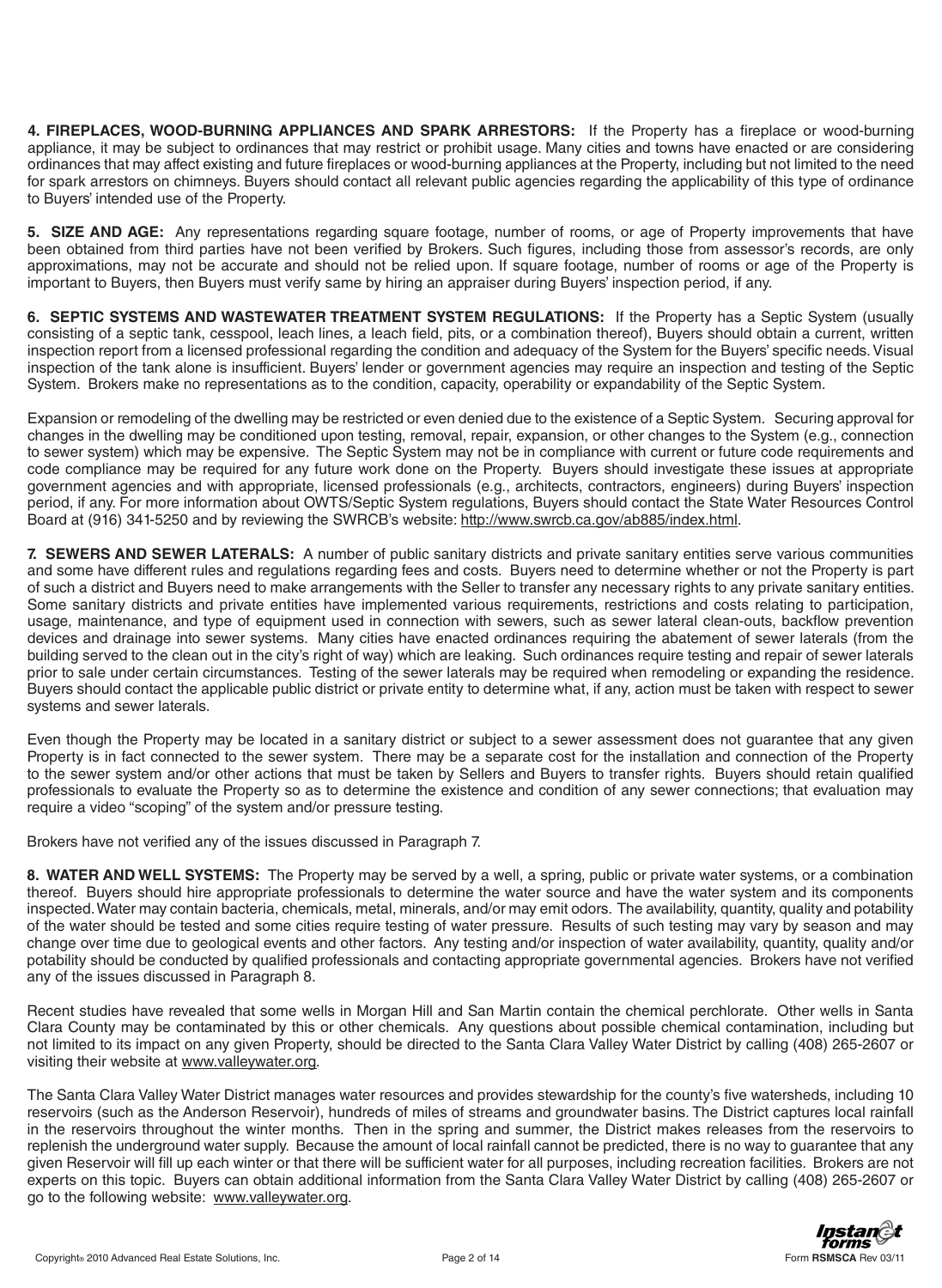**4. FIREPLACES, WOOD-BURNING APPLIANCES AND SPARK ARRESTORS:** If the Property has a fireplace or wood-burning appliance, it may be subject to ordinances that may restrict or prohibit usage. Many cities and towns have enacted or are considering ordinances that may affect existing and future fireplaces or wood-burning appliances at the Property, including but not limited to the need for spark arrestors on chimneys. Buyers should contact all relevant public agencies regarding the applicability of this type of ordinance to Buyers' intended use of the Property.

**5. SIZE AND AGE:** Any representations regarding square footage, number of rooms, or age of Property improvements that have been obtained from third parties have not been verified by Brokers. Such figures, including those from assessor's records, are only approximations, may not be accurate and should not be relied upon. If square footage, number of rooms or age of the Property is important to Buyers, then Buyers must verify same by hiring an appraiser during Buyers' inspection period, if any.

**6. SEPTIC SYSTEMS AND WASTEWATER TREATMENT SYSTEM REGULATIONS:** If the Property has a Septic System (usually consisting of a septic tank, cesspool, leach lines, a leach field, pits, or a combination thereof), Buyers should obtain a current, written inspection report from a licensed professional regarding the condition and adequacy of the System for the Buyers' specific needs. Visual inspection of the tank alone is insufficient. Buyers' lender or government agencies may require an inspection and testing of the Septic System. Brokers make no representations as to the condition, capacity, operability or expandability of the Septic System.

Expansion or remodeling of the dwelling may be restricted or even denied due to the existence of a Septic System. Securing approval for changes in the dwelling may be conditioned upon testing, removal, repair, expansion, or other changes to the System (e.g., connection to sewer system) which may be expensive. The Septic System may not be in compliance with current or future code requirements and code compliance may be required for any future work done on the Property. Buyers should investigate these issues at appropriate government agencies and with appropriate, licensed professionals (e.g., architects, contractors, engineers) during Buyers' inspection period, if any. For more information about OWTS/Septic System regulations, Buyers should contact the State Water Resources Control Board at (916) 341-5250 and by reviewing the SWRCB's website: http://www.swrcb.ca.gov/ab885/index.html.

**7. SEWERS AND SEWER LATERALS:** A number of public sanitary districts and private sanitary entities serve various communities and some have different rules and regulations regarding fees and costs. Buyers need to determine whether or not the Property is part of such a district and Buyers need to make arrangements with the Seller to transfer any necessary rights to any private sanitary entities. Some sanitary districts and private entities have implemented various requirements, restrictions and costs relating to participation, usage, maintenance, and type of equipment used in connection with sewers, such as sewer lateral clean-outs, backflow prevention devices and drainage into sewer systems. Many cities have enacted ordinances requiring the abatement of sewer laterals (from the building served to the clean out in the city's right of way) which are leaking. Such ordinances require testing and repair of sewer laterals prior to sale under certain circumstances. Testing of the sewer laterals may be required when remodeling or expanding the residence. Buyers should contact the applicable public district or private entity to determine what, if any, action must be taken with respect to sewer systems and sewer laterals.

Even though the Property may be located in a sanitary district or subject to a sewer assessment does not guarantee that any given Property is in fact connected to the sewer system. There may be a separate cost for the installation and connection of the Property to the sewer system and/or other actions that must be taken by Sellers and Buyers to transfer rights. Buyers should retain qualified professionals to evaluate the Property so as to determine the existence and condition of any sewer connections; that evaluation may require a video "scoping" of the system and/or pressure testing.

Brokers have not verified any of the issues discussed in Paragraph 7.

**8. WATER AND WELL SYSTEMS:** The Property may be served by a well, a spring, public or private water systems, or a combination thereof. Buyers should hire appropriate professionals to determine the water source and have the water system and its components inspected. Water may contain bacteria, chemicals, metal, minerals, and/or may emit odors. The availability, quantity, quality and potability of the water should be tested and some cities require testing of water pressure. Results of such testing may vary by season and may change over time due to geological events and other factors. Any testing and/or inspection of water availability, quantity, quality and/or potability should be conducted by qualified professionals and contacting appropriate governmental agencies. Brokers have not verified any of the issues discussed in Paragraph 8.

Recent studies have revealed that some wells in Morgan Hill and San Martin contain the chemical perchlorate. Other wells in Santa Clara County may be contaminated by this or other chemicals. Any questions about possible chemical contamination, including but not limited to its impact on any given Property, should be directed to the Santa Clara Valley Water District by calling (408) 265-2607 or visiting their website at www.valleywater.org.

The Santa Clara Valley Water District manages water resources and provides stewardship for the county's five watersheds, including 10 reservoirs (such as the Anderson Reservoir), hundreds of miles of streams and groundwater basins. The District captures local rainfall in the reservoirs throughout the winter months. Then in the spring and summer, the District makes releases from the reservoirs to replenish the underground water supply. Because the amount of local rainfall cannot be predicted, there is no way to guarantee that any given Reservoir will fill up each winter or that there will be sufficient water for all purposes, including recreation facilities. Brokers are not experts on this topic. Buyers can obtain additional information from the Santa Clara Valley Water District by calling (408) 265-2607 or go to the following website: www.valleywater.org.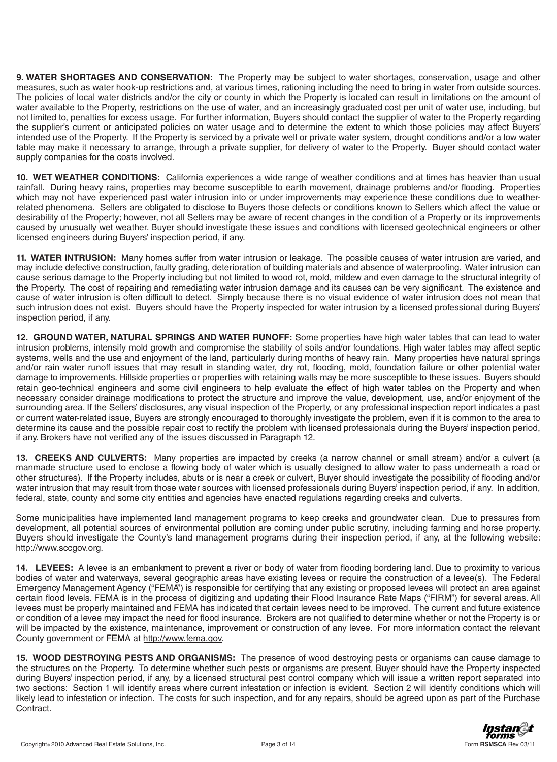**9. WATER SHORTAGES AND CONSERVATION:** The Property may be subject to water shortages, conservation, usage and other measures, such as water hook-up restrictions and, at various times, rationing including the need to bring in water from outside sources. The policies of local water districts and/or the city or county in which the Property is located can result in limitations on the amount of water available to the Property, restrictions on the use of water, and an increasingly graduated cost per unit of water use, including, but not limited to, penalties for excess usage. For further information, Buyers should contact the supplier of water to the Property regarding the supplier's current or anticipated policies on water usage and to determine the extent to which those policies may affect Buyers' intended use of the Property. If the Property is serviced by a private well or private water system, drought conditions and/or a low water table may make it necessary to arrange, through a private supplier, for delivery of water to the Property. Buyer should contact water supply companies for the costs involved.

**10. WET WEATHER CONDITIONS:** California experiences a wide range of weather conditions and at times has heavier than usual rainfall. During heavy rains, properties may become susceptible to earth movement, drainage problems and/or flooding. Properties which may not have experienced past water intrusion into or under improvements may experience these conditions due to weather-related phenomena. Sellers are obligated to disclose to Buyers those defects or conditions known to Sellers which affect the value or desirability of the Property; however, not all Sellers may be aware of recent changes in the condition of a Property or its improvements caused by unusually wet weather. Buyer should investigate these issues and conditions with licensed geotechnical engineers or other licensed engineers during Buyers' inspection period, if any.

**11. WATER INTRUSION:** Many homes suffer from water intrusion or leakage. The possible causes of water intrusion are varied, and may include defective construction, faulty grading, deterioration of building materials and absence of waterproofing. Water intrusion can cause serious damage to the Property including but not limited to wood rot, mold, mildew and even damage to the structural integrity of the Property. The cost of repairing and remediating water intrusion damage and its causes can be very significant. The existence and cause of water intrusion is often difficult to detect. Simply because there is no visual evidence of water intrusion does not mean that such intrusion does not exist. Buyers should have the Property inspected for water intrusion by a licensed professional during Buyers' inspection period, if any.

**12. GROUND WATER, NATURAL SPRINGS AND WATER RUNOFF:** Some properties have high water tables that can lead to water intrusion problems, intensify mold growth and compromise the stability of soils and/or foundations. High water tables may affect septic systems, wells and the use and enjoyment of the land, particularly during months of heavy rain. Many properties have natural springs and/or rain water runoff issues that may result in standing water, dry rot, flooding, mold, foundation failure or other potential water damage to improvements. Hillside properties or properties with retaining walls may be more susceptible to these issues. Buyers should retain geo-technical engineers and some civil engineers to help evaluate the effect of high water tables on the Property and when necessary consider drainage modifications to protect the structure and improve the value, development, use, and/or enjoyment of the surrounding area. If the Sellers' disclosures, any visual inspection of the Property, or any professional inspection report indicates a past or current water-related issue, Buyers are strongly encouraged to thoroughly investigate the problem, even if it is common to the area to determine its cause and the possible repair cost to rectify the problem with licensed professionals during the Buyers' inspection period, if any. Brokers have not verified any of the issues discussed in Paragraph 12.

**13. CREEKS AND CULVERTS:** Many properties are impacted by creeks (a narrow channel or small stream) and/or a culvert (a manmade structure used to enclose a flowing body of water which is usually designed to allow water to pass underneath a road or other structures). If the Property includes, abuts or is near a creek or culvert, Buyer should investigate the possibility of flooding and/or water intrusion that may result from those water sources with licensed professionals during Buyers' inspection period, if any. In addition, federal, state, county and some city entities and agencies have enacted regulations regarding creeks and culverts.

Some municipalities have implemented land management programs to keep creeks and groundwater clean. Due to pressures from development, all potential sources of environmental pollution are coming under public scrutiny, including farming and horse property. Buyers should investigate the County's land management programs during their inspection period, if any, at the following website: http://www.sccgov.org.

**14. LEVEES:** A levee is an embankment to prevent a river or body of water from flooding bordering land. Due to proximity to various bodies of water and waterways, several geographic areas have existing levees or require the construction of a levee(s). The Federal Emergency Management Agency ("FEMA") is responsible for certifying that any existing or proposed levees will protect an area against certain flood levels. FEMA is in the process of digitizing and updating their Flood Insurance Rate Maps ("FIRM") for several areas. All levees must be properly maintained and FEMA has indicated that certain levees need to be improved. The current and future existence or condition of a levee may impact the need for flood insurance. Brokers are not qualified to determine whether or not the Property is or will be impacted by the existence, maintenance, improvement or construction of any levee. For more information contact the relevant County government or FEMA at http://www.fema.gov.

**15. WOOD DESTROYING PESTS AND ORGANISMS:** The presence of wood destroying pests or organisms can cause damage to the structures on the Property. To determine whether such pests or organisms are present, Buyer should have the Property inspected during Buyers' inspection period, if any, by a licensed structural pest control company which will issue a written report separated into two sections: Section 1 will identify areas where current infestation or infection is evident. Section 2 will identify conditions which will likely lead to infestation or infection. The costs for such inspection, and for any repairs, should be agreed upon as part of the Purchase Contract.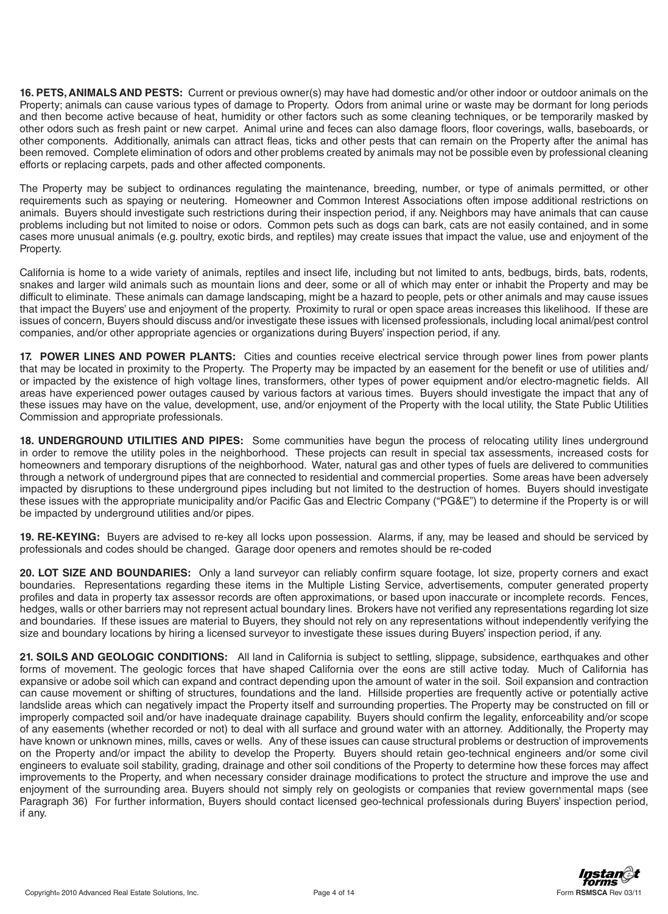**16. PETS, ANIMALS AND PESTS:** Current or previous owner(s) may have had domestic and/or other indoor or outdoor animals on the Property; animals can cause various types of damage to Property. Odors from animal urine or waste may be dormant for long periods and then become active because of heat, humidity or other factors such as some cleaning techniques, or be temporarily masked by other odors such as fresh paint or new carpet. Animal urine and feces can also damage floors, floor coverings, walls, baseboards, or other components. Additionally, animals can attract fleas, ticks and other pests that can remain on the Property after the animal has been removed. Complete elimination of odors and other problems created by animals may not be possible even by professional cleaning efforts or replacing carpets, pads and other affected components.

The Property may be subject to ordinances regulating the maintenance, breeding, number, or type of animals permitted, or other requirements such as spaying or neutering. Homeowner and Common Interest Associations often impose additional restrictions on animals. Buyers should investigate such restrictions during their inspection period, if any. Neighbors may have animals that can cause problems including but not limited to noise or odors. Common pets such as dogs can bark, cats are not easily contained, and in some cases more unusual animals (e.g. poultry, exotic birds, and reptiles) may create issues that impact the value, use and enjoyment of the Property.

California is home to a wide variety of animals, reptiles and insect life, including but not limited to ants, bedbugs, birds, bats, rodents, snakes and larger wild animals such as mountain lions and deer, some or all of which may enter or inhabit the Property and may be difficult to eliminate. These animals can damage landscaping, might be a hazard to people, pets or other animals and may cause issues that impact the Buyers' use and enjoyment of the property. Proximity to rural or open space areas increases this likelihood. If these are issues of concern, Buyers should discuss and/or investigate these issues with licensed professionals, including local animal/pest control companies, and/or other appropriate agencies or organizations during Buyers' inspection period, if any.

**17. POWER LINES AND POWER PLANTS:** Cities and counties receive electrical service through power lines from power plants that may be located in proximity to the Property. The Property may be impacted by an easement for the benefit or use of utilities and/or impacted by the existence of high voltage lines, transformers, other types of power equipment and/or electro-magnetic fields. All areas have experienced power outages caused by various factors at various times. Buyers should investigate the impact that any of these issues may have on the value, development, use, and/or enjoyment of the Property with the local utility, the State Public Utilities Commission and appropriate professionals.

**18. UNDERGROUND UTILITIES AND PIPES:** Some communities have begun the process of relocating utility lines underground in order to remove the utility poles in the neighborhood. These projects can result in special tax assessments, increased costs for homeowners and temporary disruptions of the neighborhood. Water, natural gas and other types of fuels are delivered to communities through a network of underground pipes that are connected to residential and commercial properties. Some areas have been adversely impacted by disruptions to these underground pipes including but not limited to the destruction of homes. Buyers should investigate these issues with the appropriate municipality and/or Pacific Gas and Electric Company ("PG&E") to determine if the Property is or will be impacted by underground utilities and/or pipes.

**19. RE-KEYING:** Buyers are advised to re-key all locks upon possession. Alarms, if any, may be leased and should be serviced by professionals and codes should be changed. Garage door openers and remotes should be re-coded

**20. LOT SIZE AND BOUNDARIES:** Only a land surveyor can reliably confirm square footage, lot size, property corners and exact boundaries. Representations regarding these items in the Multiple Listing Service, advertisements, computer generated property profiles and data in property tax assessor records are often approximations, or based upon inaccurate or incomplete records. Fences, hedges, walls or other barriers may not represent actual boundary lines. Brokers have not verified any representations regarding lot size and boundaries. If these issues are material to Buyers, they should not rely on any representations without independently verifying the size and boundary locations by hiring a licensed surveyor to investigate these issues during Buyers' inspection period, if any.

**21. SOILS AND GEOLOGIC CONDITIONS:** All land in California is subject to settling, slippage, subsidence, earthquakes and other forms of movement. The geologic forces that have shaped California over the eons are still active today. Much of California has expansive or adobe soil which can expand and contract depending upon the amount of water in the soil. Soil expansion and contraction can cause movement or shifting of structures, foundations and the land. Hillside properties are frequently active or potentially active landslide areas which can negatively impact the Property itself and surrounding properties. The Property may be constructed on fill or improperly compacted soil and/or have inadequate drainage capability. Buyers should confirm the legality, enforceability and/or scope of any easements (whether recorded or not) to deal with all surface and ground water with an attorney. Additionally, the Property may have known or unknown mines, mills, caves or wells. Any of these issues can cause structural problems or destruction of improvements on the Property and/or impact the ability to develop the Property. Buyers should retain geo-technical engineers and/or some civil engineers to evaluate soil stability, grading, drainage and other soil conditions of the Property to determine how these forces may affect improvements to the Property, and when necessary consider drainage modifications to protect the structure and improve the use and enjoyment of the surrounding area. Buyers should not simply rely on geologists or companies that review governmental maps (see Paragraph 36) For further information, Buyers should contact licensed geo-technical professionals during Buyers' inspection period, if any.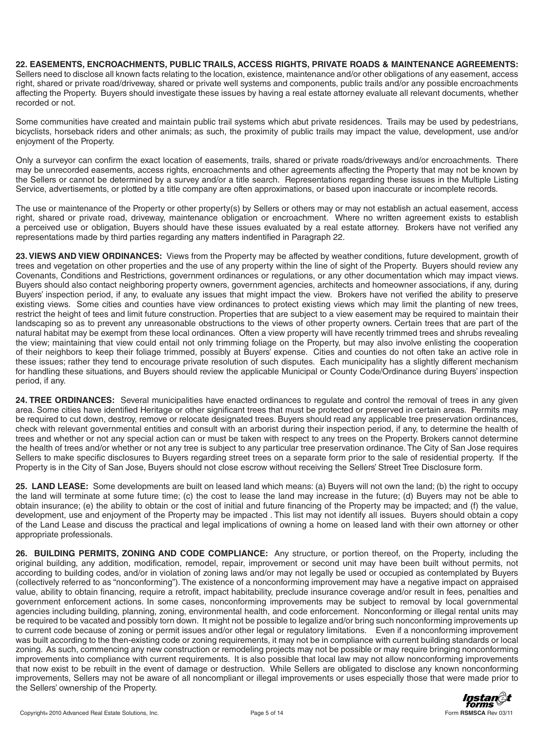**22. EASEMENTS, ENCROACHMENTS, PUBLIC TRAILS, ACCESS RIGHTS, PRIVATE ROADS & MAINTENANCE AGREEMENTS:** Sellers need to disclose all known facts relating to the location, existence, maintenance and/or other obligations of any easement, access right, shared or private road/driveway, shared or private well systems and components, public trails and/or any possible encroachments affecting the Property. Buyers should investigate these issues by having a real estate attorney evaluate all relevant documents, whether recorded or not.

Some communities have created and maintain public trail systems which abut private residences. Trails may be used by pedestrians, bicyclists, horseback riders and other animals; as such, the proximity of public trails may impact the value, development, use and/or enjoyment of the Property.

Only a surveyor can confirm the exact location of easements, trails, shared or private roads/driveways and/or encroachments. There may be unrecorded easements, access rights, encroachments and other agreements affecting the Property that may not be known by the Sellers or cannot be determined by a survey and/or a title search. Representations regarding these issues in the Multiple Listing Service, advertisements, or plotted by a title company are often approximations, or based upon inaccurate or incomplete records.

The use or maintenance of the Property or other property(s) by Sellers or others may or may not establish an actual easement, access right, shared or private road, driveway, maintenance obligation or encroachment. Where no written agreement exists to establish a perceived use or obligation, Buyers should have these issues evaluated by a real estate attorney. Brokers have not verified any representations made by third parties regarding any matters indentified in Paragraph 22.

**23. VIEWS AND VIEW ORDINANCES:** Views from the Property may be affected by weather conditions, future development, growth of trees and vegetation on other properties and the use of any property within the line of sight of the Property. Buyers should review any Covenants, Conditions and Restrictions, government ordinances or regulations, or any other documentation which may impact views. Buyers should also contact neighboring property owners, government agencies, architects and homeowner associations, if any, during Buyers' inspection period, if any, to evaluate any issues that might impact the view. Brokers have not verified the ability to preserve existing views. Some cities and counties have view ordinances to protect existing views which may limit the planting of new trees, restrict the height of tees and limit future construction. Properties that are subject to a view easement may be required to maintain their landscaping so as to prevent any unreasonable obstructions to the views of other property owners. Certain trees that are part of the natural habitat may be exempt from these local ordinances. Often a view property will have recently trimmed trees and shrubs revealing the view; maintaining that view could entail not only trimming foliage on the Property, but may also involve enlisting the cooperation of their neighbors to keep their foliage trimmed, possibly at Buyers' expense. Cities and counties do not often take an active role in these issues; rather they tend to encourage private resolution of such disputes. Each municipality has a slightly different mechanism for handling these situations, and Buyers should review the applicable Municipal or County Code/Ordinance during Buyers' inspection period, if any.

**24. TREE ORDINANCES:** Several municipalities have enacted ordinances to regulate and control the removal of trees in any given area. Some cities have identified Heritage or other significant trees that must be protected or preserved in certain areas. Permits may be required to cut down, destroy, remove or relocate designated trees. Buyers should read any applicable tree preservation ordinances, check with relevant governmental entities and consult with an arborist during their inspection period, if any, to determine the health of trees and whether or not any special action can or must be taken with respect to any trees on the Property. Brokers cannot determine the health of trees and/or whether or not any tree is subject to any particular tree preservation ordinance. The City of San Jose requires Sellers to make specific disclosures to Buyers regarding street trees on a separate form prior to the sale of residential property. If the Property is in the City of San Jose, Buyers should not close escrow without receiving the Sellers' Street Tree Disclosure form.

**25. LAND LEASE:** Some developments are built on leased land which means: (a) Buyers will not own the land; (b) the right to occupy the land will terminate at some future time; (c) the cost to lease the land may increase in the future; (d) Buyers may not be able to obtain insurance; (e) the ability to obtain or the cost of initial and future financing of the Property may be impacted; and (f) the value, development, use and enjoyment of the Property may be impacted . This list may not identify all issues. Buyers should obtain a copy of the Land Lease and discuss the practical and legal implications of owning a home on leased land with their own attorney or other appropriate professionals.

**26. BUILDING PERMITS, ZONING AND CODE COMPLIANCE:** Any structure, or portion thereof, on the Property, including the original building, any addition, modification, remodel, repair, improvement or second unit may have been built without permits, not according to building codes, and/or in violation of zoning laws and/or may not legally be used or occupied as contemplated by Buyers (collectively referred to as "nonconforming"). The existence of a nonconforming improvement may have a negative impact on appraised value, ability to obtain financing, require a retrofit, impact habitability, preclude insurance coverage and/or result in fees, penalties and government enforcement actions. In some cases, nonconforming improvements may be subject to removal by local governmental agencies including building, planning, zoning, environmental health, and code enforcement. Nonconforming or illegal rental units may be required to be vacated and possibly torn down. It might not be possible to legalize and/or bring such nonconforming improvements up to current code because of zoning or permit issues and/or other legal or regulatory limitations. Even if a nonconforming improvement was built according to the then-existing code or zoning requirements, it may not be in compliance with current building standards or local zoning. As such, commencing any new construction or remodeling projects may not be possible or may require bringing nonconforming improvements into compliance with current requirements. It is also possible that local law may not allow nonconforming improvements that now exist to be rebuilt in the event of damage or destruction. While Sellers are obligated to disclose any known nonconforming improvements, Sellers may not be aware of all noncompliant or illegal improvements or uses especially those that were made prior to the Sellers' ownership of the Property.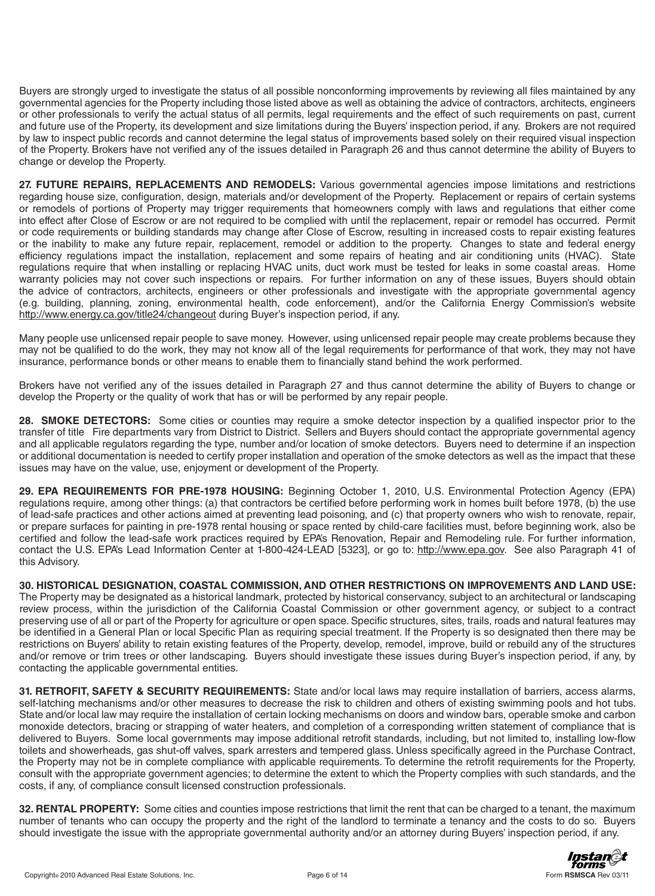Buyers are strongly urged to investigate the status of all possible nonconforming improvements by reviewing all files maintained by any governmental agencies for the Property including those listed above as well as obtaining the advice of contractors, architects, engineers or other professionals to verify the actual status of all permits, legal requirements and the effect of such requirements on past, current and future use of the Property, its development and size limitations during the Buyers' inspection period, if any. Brokers are not required by law to inspect public records and cannot determine the legal status of improvements based solely on their required visual inspection of the Property. Brokers have not verified any of the issues detailed in Paragraph 26 and thus cannot determine the ability of Buyers to change or develop the Property.

**27. FUTURE REPAIRS, REPLACEMENTS AND REMODELS:** Various governmental agencies impose limitations and restrictions regarding house size, configuration, design, materials and/or development of the Property. Replacement or repairs of certain systems or remodels of portions of Property may trigger requirements that homeowners comply with laws and regulations that either come into effect after Close of Escrow or are not required to be complied with until the replacement, repair or remodel has occurred. Permit or code requirements or building standards may change after Close of Escrow, resulting in increased costs to repair existing features or the inability to make any future repair, replacement, remodel or addition to the property. Changes to state and federal energy efficiency regulations impact the installation, replacement and some repairs of heating and air conditioning units (HVAC). State regulations require that when installing or replacing HVAC units, duct work must be tested for leaks in some coastal areas. Home warranty policies may not cover such inspections or repairs. For further information on any of these issues, Buyers should obtain the advice of contractors, architects, engineers or other professionals and investigate with the appropriate governmental agency (e.g. building, planning, zoning, environmental health, code enforcement), and/or the California Energy Commission's website http://www.energy.ca.gov/title24/changeout during Buyer's inspection period, if any.

Many people use unlicensed repair people to save money. However, using unlicensed repair people may create problems because they may not be qualified to do the work, they may not know all of the legal requirements for performance of that work, they may not have insurance, performance bonds or other means to enable them to financially stand behind the work performed.

Brokers have not verified any of the issues detailed in Paragraph 27 and thus cannot determine the ability of Buyers to change or develop the Property or the quality of work that has or will be performed by any repair people.

**28. SMOKE DETECTORS:** Some cities or counties may require a smoke detector inspection by a qualified inspector prior to the transfer of title Fire departments vary from District to District. Sellers and Buyers should contact the appropriate governmental agency and all applicable regulators regarding the type, number and/or location of smoke detectors. Buyers need to determine if an inspection or additional documentation is needed to certify proper installation and operation of the smoke detectors as well as the impact that these issues may have on the value, use, enjoyment or development of the Property.

**29. EPA REQUIREMENTS FOR PRE-1978 HOUSING:** Beginning October 1, 2010, U.S. Environmental Protection Agency (EPA) regulations require, among other things: (a) that contractors be certified before performing work in homes built before 1978, (b) the use of lead-safe practices and other actions aimed at preventing lead poisoning, and (c) that property owners who wish to renovate, repair, or prepare surfaces for painting in pre-1978 rental housing or space rented by child-care facilities must, before beginning work, also be certified and follow the lead-safe work practices required by EPA's Renovation, Repair and Remodeling rule. For further information, contact the U.S. EPA's Lead Information Center at 1-800-424-LEAD [5323], or go to: http://www.epa.gov. See also Paragraph 41 of this Advisory.

**30. HISTORICAL DESIGNATION, COASTAL COMMISSION, AND OTHER RESTRICTIONS ON IMPROVEMENTS AND LAND USE:** The Property may be designated as a historical landmark, protected by historical conservancy, subject to an architectural or landscaping review process, within the jurisdiction of the California Coastal Commission or other government agency, or subject to a contract preserving use of all or part of the Property for agriculture or open space. Specific structures, sites, trails, roads and natural features may be identified in a General Plan or local Specific Plan as requiring special treatment. If the Property is so designated then there may be restrictions on Buyers' ability to retain existing features of the Property, develop, remodel, improve, build or rebuild any of the structures and/or remove or trim trees or other landscaping. Buyers should investigate these issues during Buyer's inspection period, if any, by contacting the applicable governmental entities.

**31. RETROFIT, SAFETY & SECURITY REQUIREMENTS:** State and/or local laws may require installation of barriers, access alarms, self-latching mechanisms and/or other measures to decrease the risk to children and others of existing swimming pools and hot tubs. State and/or local law may require the installation of certain locking mechanisms on doors and window bars, operable smoke and carbon monoxide detectors, bracing or strapping of water heaters, and completion of a corresponding written statement of compliance that is delivered to Buyers. Some local governments may impose additional retrofit standards, including, but not limited to, installing low-flow toilets and showerheads, gas shut-off valves, spark arresters and tempered glass. Unless specifically agreed in the Purchase Contract, the Property may not be in complete compliance with applicable requirements. To determine the retrofit requirements for the Property, consult with the appropriate government agencies; to determine the extent to which the Property complies with such standards, and the costs, if any, of compliance consult licensed construction professionals.

**32. RENTAL PROPERTY:** Some cities and counties impose restrictions that limit the rent that can be charged to a tenant, the maximum number of tenants who can occupy the property and the right of the landlord to terminate a tenancy and the costs to do so. Buyers should investigate the issue with the appropriate governmental authority and/or an attorney during Buyers' inspection period, if any.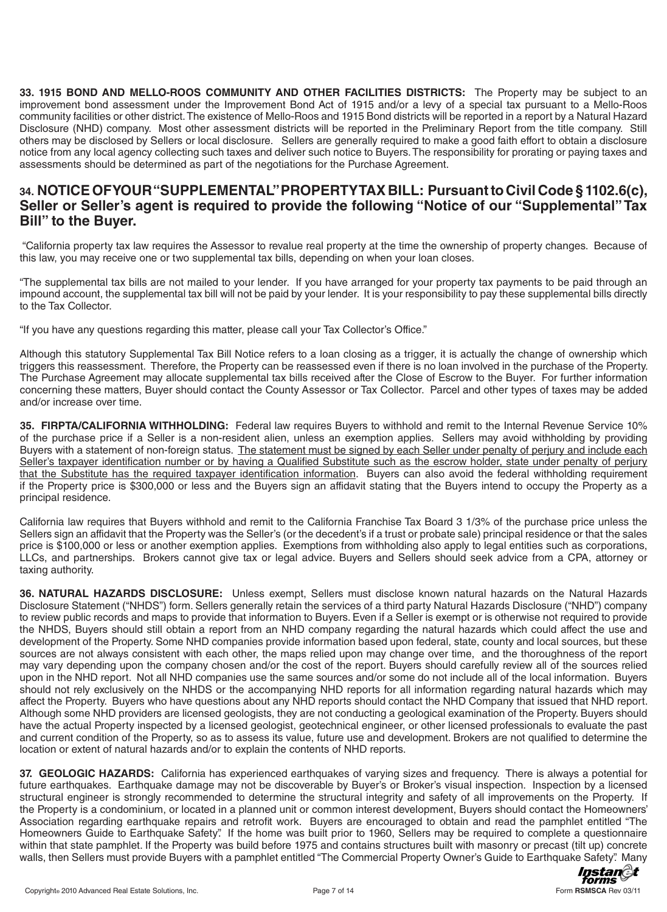**33. 1915 BOND AND MELLO-ROOS COMMUNITY AND OTHER FACILITIES DISTRICTS:** The Property may be subject to an improvement bond assessment under the Improvement Bond Act of 1915 and/or a levy of a special tax pursuant to a Mello-Roos community facilities or other district. The existence of Mello-Roos and 1915 Bond districts will be reported in a report by a Natural Hazard Disclosure (NHD) company. Most other assessment districts will be reported in the Preliminary Report from the title company. Still others may be disclosed by Sellers or local disclosure. Sellers are generally required to make a good faith effort to obtain a disclosure notice from any local agency collecting such taxes and deliver such notice to Buyers. The responsibility for prorating or paying taxes and assessments should be determined as part of the negotiations for the Purchase Agreement.

## 34. NOTICE OF YOUR "SUPPLEMENTAL" PROPERTY TAX BILL: Pursuant to Civil Code § 1102.6(c), Seller or Seller's agent is required to provide the following "Notice of our "Supplemental" Tax Bill" to the Buyer.

"California property tax law requires the Assessor to revalue real property at the time the ownership of property changes. Because of this law, you may receive one or two supplemental tax bills, depending on when your loan closes.

"The supplemental tax bills are not mailed to your lender. If you have arranged for your property tax payments to be paid through an impound account, the supplemental tax bill will not be paid by your lender. It is your responsibility to pay these supplemental bills directly to the Tax Collector.

"If you have any questions regarding this matter, please call your Tax Collector's Office."

Although this statutory Supplemental Tax Bill Notice refers to a loan closing as a trigger, it is actually the change of ownership which triggers this reassessment. Therefore, the Property can be reassessed even if there is no loan involved in the purchase of the Property. The Purchase Agreement may allocate supplemental tax bills received after the Close of Escrow to the Buyer. For further information concerning these matters, Buyer should contact the County Assessor or Tax Collector. Parcel and other types of taxes may be added and/or increase over time.

**35. FIRPTA/CALIFORNIA WITHHOLDING:** Federal law requires Buyers to withhold and remit to the Internal Revenue Service 10% of the purchase price if a Seller is a non-resident alien, unless an exemption applies. Sellers may avoid withholding by providing Buyers with a statement of non-foreign status. <u>The statement must be signed by each Seller under penalty of perjury and include each Seller's taxpayer identification number or by having a Qualified Substitute such as the escrow holder, state under penalty of perjury that the Substitute has the required taxpayer identification information</u>. Buyers can also avoid the federal withholding requirement if the Property price is $300,000 or less and the Buyers sign an affidavit stating that the Buyers intend to occupy the Property as a principal residence.

California law requires that Buyers withhold and remit to the California Franchise Tax Board 3 1/3% of the purchase price unless the Sellers sign an affidavit that the Property was the Seller's (or the decedent's if a trust or probate sale) principal residence or that the sales price is $100,000 or less or another exemption applies. Exemptions from withholding also apply to legal entities such as corporations, LLCs, and partnerships. Brokers cannot give tax or legal advice. Buyers and Sellers should seek advice from a CPA, attorney or taxing authority.

**36. NATURAL HAZARDS DISCLOSURE:** Unless exempt, Sellers must disclose known natural hazards on the Natural Hazards Disclosure Statement ("NHDS") form. Sellers generally retain the services of a third party Natural Hazards Disclosure ("NHD") company to review public records and maps to provide that information to Buyers. Even if a Seller is exempt or is otherwise not required to provide the NHDS, Buyers should still obtain a report from an NHD company regarding the natural hazards which could affect the use and development of the Property. Some NHD companies provide information based upon federal, state, county and local sources, but these sources are not always consistent with each other, the maps relied upon may change over time, and the thoroughness of the report may vary depending upon the company chosen and/or the cost of the report. Buyers should carefully review all of the sources relied upon in the NHD report. Not all NHD companies use the same sources and/or some do not include all of the local information. Buyers should not rely exclusively on the NHDS or the accompanying NHD reports for all information regarding natural hazards which may affect the Property. Buyers who have questions about any NHD reports should contact the NHD Company that issued that NHD report. Although some NHD providers are licensed geologists, they are not conducting a geological examination of the Property. Buyers should have the actual Property inspected by a licensed geologist, geotechnical engineer, or other licensed professionals to evaluate the past and current condition of the Property, so as to assess its value, future use and development. Brokers are not qualified to determine the location or extent of natural hazards and/or to explain the contents of NHD reports.

**37. GEOLOGIC HAZARDS:** California has experienced earthquakes of varying sizes and frequency. There is always a potential for future earthquakes. Earthquake damage may not be discoverable by Buyer's or Broker's visual inspection. Inspection by a licensed structural engineer is strongly recommended to determine the structural integrity and safety of all improvements on the Property. If the Property is a condominium, or located in a planned unit or common interest development, Buyers should contact the Homeowners' Association regarding earthquake repairs and retrofit work. Buyers are encouraged to obtain and read the pamphlet entitled "The Homeowners Guide to Earthquake Safety". If the home was built prior to 1960, Sellers may be required to complete a questionnaire within that state pamphlet. If the Property was build before 1975 and contains structures built with masonry or precast (tilt up) concrete walls, then Sellers must provide Buyers with a pamphlet entitled "The Commercial Property Owner's Guide to Earthquake Safety". Many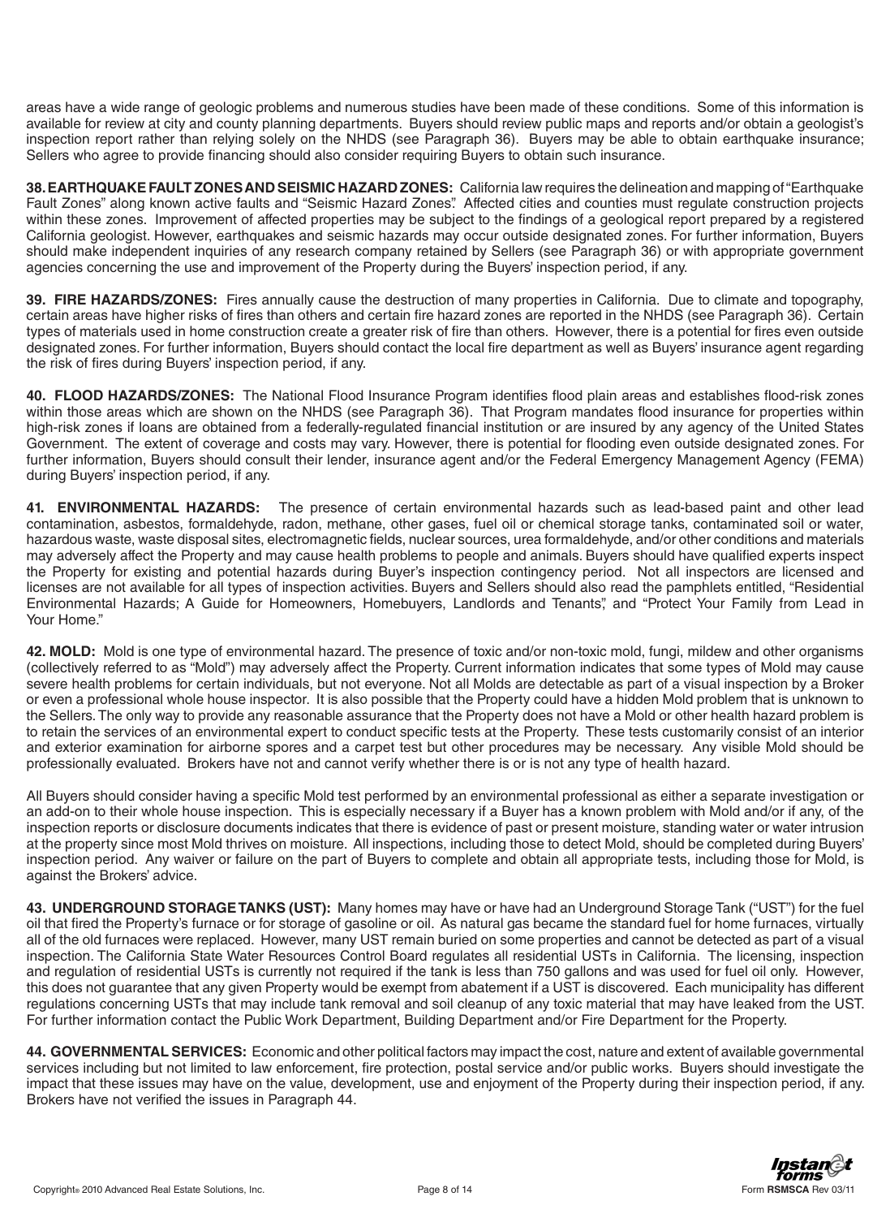areas have a wide range of geologic problems and numerous studies have been made of these conditions. Some of this information is available for review at city and county planning departments. Buyers should review public maps and reports and/or obtain a geologist's inspection report rather than relying solely on the NHDS (see Paragraph 36). Buyers may be able to obtain earthquake insurance; Sellers who agree to provide financing should also consider requiring Buyers to obtain such insurance.

**38. EARTHQUAKE FAULT ZONES AND SEISMIC HAZARD ZONES:** California law requires the delineation and mapping of "Earthquake Fault Zones" along known active faults and "Seismic Hazard Zones". Affected cities and counties must regulate construction projects within these zones. Improvement of affected properties may be subject to the findings of a geological report prepared by a registered California geologist. However, earthquakes and seismic hazards may occur outside designated zones. For further information, Buyers should make independent inquiries of any research company retained by Sellers (see Paragraph 36) or with appropriate government agencies concerning the use and improvement of the Property during the Buyers' inspection period, if any.

**39. FIRE HAZARDS/ZONES:** Fires annually cause the destruction of many properties in California. Due to climate and topography, certain areas have higher risks of fires than others and certain fire hazard zones are reported in the NHDS (see Paragraph 36). Certain types of materials used in home construction create a greater risk of fire than others. However, there is a potential for fires even outside designated zones. For further information, Buyers should contact the local fire department as well as Buyers' insurance agent regarding the risk of fires during Buyers' inspection period, if any.

**40. FLOOD HAZARDS/ZONES:** The National Flood Insurance Program identifies flood plain areas and establishes flood-risk zones within those areas which are shown on the NHDS (see Paragraph 36). That Program mandates flood insurance for properties within high-risk zones if loans are obtained from a federally-regulated financial institution or are insured by any agency of the United States Government. The extent of coverage and costs may vary. However, there is potential for flooding even outside designated zones. For further information, Buyers should consult their lender, insurance agent and/or the Federal Emergency Management Agency (FEMA) during Buyers' inspection period, if any.

**41. ENVIRONMENTAL HAZARDS:** The presence of certain environmental hazards such as lead-based paint and other lead contamination, asbestos, formaldehyde, radon, methane, other gases, fuel oil or chemical storage tanks, contaminated soil or water, hazardous waste, waste disposal sites, electromagnetic fields, nuclear sources, urea formaldehyde, and/or other conditions and materials may adversely affect the Property and may cause health problems to people and animals. Buyers should have qualified experts inspect the Property for existing and potential hazards during Buyer's inspection contingency period. Not all inspectors are licensed and licenses are not available for all types of inspection activities. Buyers and Sellers should also read the pamphlets entitled, "Residential Environmental Hazards; A Guide for Homeowners, Homebuyers, Landlords and Tenants", and "Protect Your Family from Lead in Your Home."

**42. MOLD:** Mold is one type of environmental hazard. The presence of toxic and/or non-toxic mold, fungi, mildew and other organisms (collectively referred to as "Mold") may adversely affect the Property. Current information indicates that some types of Mold may cause severe health problems for certain individuals, but not everyone. Not all Molds are detectable as part of a visual inspection by a Broker or even a professional whole house inspector. It is also possible that the Property could have a hidden Mold problem that is unknown to the Sellers. The only way to provide any reasonable assurance that the Property does not have a Mold or other health hazard problem is to retain the services of an environmental expert to conduct specific tests at the Property. These tests customarily consist of an interior and exterior examination for airborne spores and a carpet test but other procedures may be necessary. Any visible Mold should be professionally evaluated. Brokers have not and cannot verify whether there is or is not any type of health hazard.

All Buyers should consider having a specific Mold test performed by an environmental professional as either a separate investigation or an add-on to their whole house inspection. This is especially necessary if a Buyer has a known problem with Mold and/or if any, of the inspection reports or disclosure documents indicates that there is evidence of past or present moisture, standing water or water intrusion at the property since most Mold thrives on moisture. All inspections, including those to detect Mold, should be completed during Buyers' inspection period. Any waiver or failure on the part of Buyers to complete and obtain all appropriate tests, including those for Mold, is against the Brokers' advice.

**43. UNDERGROUND STORAGE TANKS (UST):** Many homes may have or have had an Underground Storage Tank ("UST") for the fuel oil that fired the Property's furnace or for storage of gasoline or oil. As natural gas became the standard fuel for home furnaces, virtually all of the old furnaces were replaced. However, many UST remain buried on some properties and cannot be detected as part of a visual inspection. The California State Water Resources Control Board regulates all residential USTs in California. The licensing, inspection and regulation of residential USTs is currently not required if the tank is less than 750 gallons and was used for fuel oil only. However, this does not guarantee that any given Property would be exempt from abatement if a UST is discovered. Each municipality has different regulations concerning USTs that may include tank removal and soil cleanup of any toxic material that may have leaked from the UST. For further information contact the Public Work Department, Building Department and/or Fire Department for the Property.

**44. GOVERNMENTAL SERVICES:** Economic and other political factors may impact the cost, nature and extent of available governmental services including but not limited to law enforcement, fire protection, postal service and/or public works. Buyers should investigate the impact that these issues may have on the value, development, use and enjoyment of the Property during their inspection period, if any. Brokers have not verified the issues in Paragraph 44.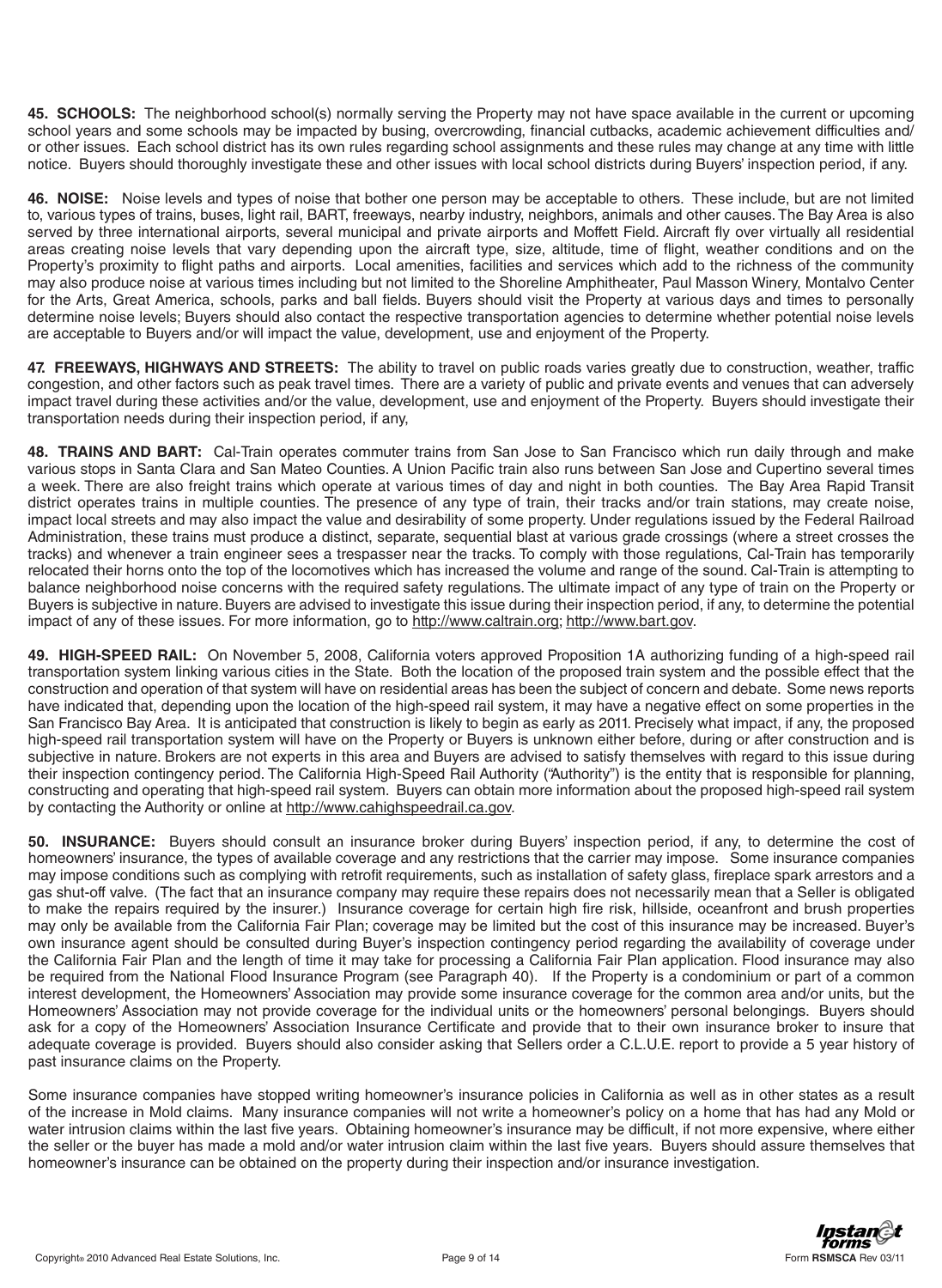**45. SCHOOLS:** The neighborhood school(s) normally serving the Property may not have space available in the current or upcoming school years and some schools may be impacted by busing, overcrowding, financial cutbacks, academic achievement difficulties and/ or other issues. Each school district has its own rules regarding school assignments and these rules may change at any time with little notice. Buyers should thoroughly investigate these and other issues with local school districts during Buyers' inspection period, if any.

**46. NOISE:** Noise levels and types of noise that bother one person may be acceptable to others. These include, but are not limited to, various types of trains, buses, light rail, BART, freeways, nearby industry, neighbors, animals and other causes. The Bay Area is also served by three international airports, several municipal and private airports and Moffett Field. Aircraft fly over virtually all residential areas creating noise levels that vary depending upon the aircraft type, size, altitude, time of flight, weather conditions and on the Property's proximity to flight paths and airports. Local amenities, facilities and services which add to the richness of the community may also produce noise at various times including but not limited to the Shoreline Amphitheater, Paul Masson Winery, Montalvo Center for the Arts, Great America, schools, parks and ball fields. Buyers should visit the Property at various days and times to personally determine noise levels; Buyers should also contact the respective transportation agencies to determine whether potential noise levels are acceptable to Buyers and/or will impact the value, development, use and enjoyment of the Property.

**47. FREEWAYS, HIGHWAYS AND STREETS:** The ability to travel on public roads varies greatly due to construction, weather, traffic congestion, and other factors such as peak travel times. There are a variety of public and private events and venues that can adversely impact travel during these activities and/or the value, development, use and enjoyment of the Property. Buyers should investigate their transportation needs during their inspection period, if any,

**48. TRAINS AND BART:** Cal-Train operates commuter trains from San Jose to San Francisco which run daily through and make various stops in Santa Clara and San Mateo Counties. A Union Pacific train also runs between San Jose and Cupertino several times a week. There are also freight trains which operate at various times of day and night in both counties. The Bay Area Rapid Transit district operates trains in multiple counties. The presence of any type of train, their tracks and/or train stations, may create noise, impact local streets and may also impact the value and desirability of some property. Under regulations issued by the Federal Railroad Administration, these trains must produce a distinct, separate, sequential blast at various grade crossings (where a street crosses the tracks) and whenever a train engineer sees a trespasser near the tracks. To comply with those regulations, Cal-Train has temporarily relocated their horns onto the top of the locomotives which has increased the volume and range of the sound. Cal-Train is attempting to balance neighborhood noise concerns with the required safety regulations. The ultimate impact of any type of train on the Property or Buyers is subjective in nature. Buyers are advised to investigate this issue during their inspection period, if any, to determine the potential impact of any of these issues. For more information, go to http://www.caltrain.org; http://www.bart.gov.

**49. HIGH-SPEED RAIL:** On November 5, 2008, California voters approved Proposition 1A authorizing funding of a high-speed rail transportation system linking various cities in the State. Both the location of the proposed train system and the possible effect that the construction and operation of that system will have on residential areas has been the subject of concern and debate. Some news reports have indicated that, depending upon the location of the high-speed rail system, it may have a negative effect on some properties in the San Francisco Bay Area. It is anticipated that construction is likely to begin as early as 2011. Precisely what impact, if any, the proposed high-speed rail transportation system will have on the Property or Buyers is unknown either before, during or after construction and is subjective in nature. Brokers are not experts in this area and Buyers are advised to satisfy themselves with regard to this issue during their inspection contingency period. The California High-Speed Rail Authority ("Authority") is the entity that is responsible for planning, constructing and operating that high-speed rail system. Buyers can obtain more information about the proposed high-speed rail system by contacting the Authority or online at http://www.cahighspeedrail.ca.gov.

**50. INSURANCE:** Buyers should consult an insurance broker during Buyers' inspection period, if any, to determine the cost of homeowners' insurance, the types of available coverage and any restrictions that the carrier may impose. Some insurance companies may impose conditions such as complying with retrofit requirements, such as installation of safety glass, fireplace spark arrestors and a gas shut-off valve. (The fact that an insurance company may require these repairs does not necessarily mean that a Seller is obligated to make the repairs required by the insurer.) Insurance coverage for certain high fire risk, hillside, oceanfront and brush properties may only be available from the California Fair Plan; coverage may be limited but the cost of this insurance may be increased. Buyer's own insurance agent should be consulted during Buyer's inspection contingency period regarding the availability of coverage under the California Fair Plan and the length of time it may take for processing a California Fair Plan application. Flood insurance may also be required from the National Flood Insurance Program (see Paragraph 40). If the Property is a condominium or part of a common interest development, the Homeowners' Association may provide some insurance coverage for the common area and/or units, but the Homeowners' Association may not provide coverage for the individual units or the homeowners' personal belongings. Buyers should ask for a copy of the Homeowners' Association Insurance Certificate and provide that to their own insurance broker to insure that adequate coverage is provided. Buyers should also consider asking that Sellers order a C.L.U.E. report to provide a 5 year history of past insurance claims on the Property.

Some insurance companies have stopped writing homeowner's insurance policies in California as well as in other states as a result of the increase in Mold claims. Many insurance companies will not write a homeowner's policy on a home that has had any Mold or water intrusion claims within the last five years. Obtaining homeowner's insurance may be difficult, if not more expensive, where either the seller or the buyer has made a mold and/or water intrusion claim within the last five years. Buyers should assure themselves that homeowner's insurance can be obtained on the property during their inspection and/or insurance investigation.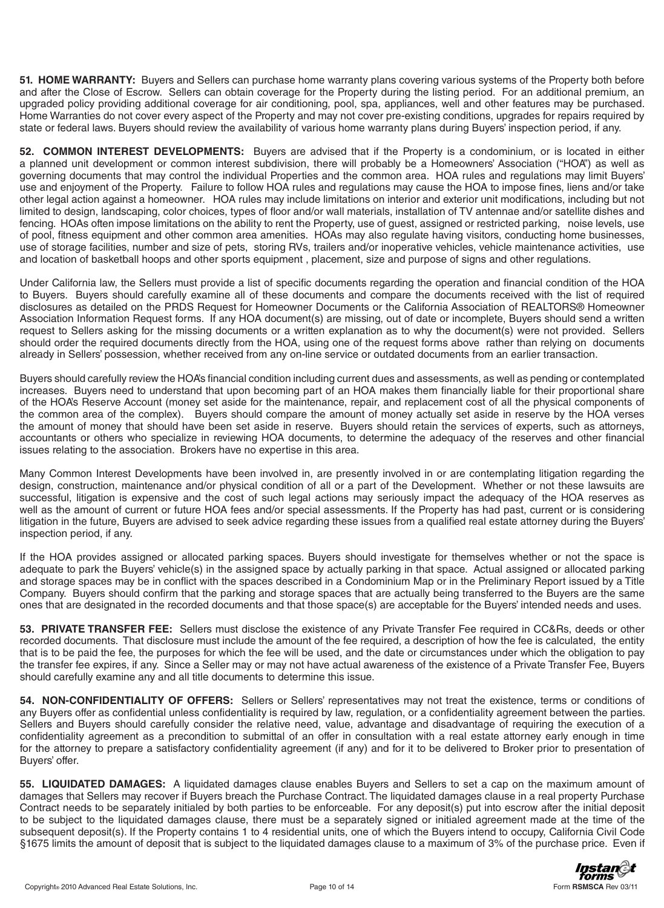**51. HOME WARRANTY:** Buyers and Sellers can purchase home warranty plans covering various systems of the Property both before and after the Close of Escrow. Sellers can obtain coverage for the Property during the listing period. For an additional premium, an upgraded policy providing additional coverage for air conditioning, pool, spa, appliances, well and other features may be purchased. Home Warranties do not cover every aspect of the Property and may not cover pre-existing conditions, upgrades for repairs required by state or federal laws. Buyers should review the availability of various home warranty plans during Buyers' inspection period, if any.

**52. COMMON INTEREST DEVELOPMENTS:** Buyers are advised that if the Property is a condominium, or is located in either a planned unit development or common interest subdivision, there will probably be a Homeowners' Association ("HOA") as well as governing documents that may control the individual Properties and the common area. HOA rules and regulations may limit Buyers' use and enjoyment of the Property. Failure to follow HOA rules and regulations may cause the HOA to impose fines, liens and/or take other legal action against a homeowner. HOA rules may include limitations on interior and exterior unit modifications, including but not limited to design, landscaping, color choices, types of floor and/or wall materials, installation of TV antennae and/or satellite dishes and fencing. HOAs often impose limitations on the ability to rent the Property, use of guest, assigned or restricted parking, noise levels, use of pool, fitness equipment and other common area amenities. HOAs may also regulate having visitors, conducting home businesses, use of storage facilities, number and size of pets, storing RVs, trailers and/or inoperative vehicles, vehicle maintenance activities, use and location of basketball hoops and other sports equipment , placement, size and purpose of signs and other regulations.

Under California law, the Sellers must provide a list of specific documents regarding the operation and financial condition of the HOA to Buyers. Buyers should carefully examine all of these documents and compare the documents received with the list of required disclosures as detailed on the PRDS Request for Homeowner Documents or the California Association of REALTORS® Homeowner Association Information Request forms. If any HOA document(s) are missing, out of date or incomplete, Buyers should send a written request to Sellers asking for the missing documents or a written explanation as to why the document(s) were not provided. Sellers should order the required documents directly from the HOA, using one of the request forms above rather than relying on documents already in Sellers' possession, whether received from any on-line service or outdated documents from an earlier transaction.

Buyers should carefully review the HOA's financial condition including current dues and assessments, as well as pending or contemplated increases. Buyers need to understand that upon becoming part of an HOA makes them financially liable for their proportional share of the HOA's Reserve Account (money set aside for the maintenance, repair, and replacement cost of all the physical components of the common area of the complex). Buyers should compare the amount of money actually set aside in reserve by the HOA verses the amount of money that should have been set aside in reserve. Buyers should retain the services of experts, such as attorneys, accountants or others who specialize in reviewing HOA documents, to determine the adequacy of the reserves and other financial issues relating to the association. Brokers have no expertise in this area.

Many Common Interest Developments have been involved in, are presently involved in or are contemplating litigation regarding the design, construction, maintenance and/or physical condition of all or a part of the Development. Whether or not these lawsuits are successful, litigation is expensive and the cost of such legal actions may seriously impact the adequacy of the HOA reserves as well as the amount of current or future HOA fees and/or special assessments. If the Property has had past, current or is considering litigation in the future, Buyers are advised to seek advice regarding these issues from a qualified real estate attorney during the Buyers' inspection period, if any.

If the HOA provides assigned or allocated parking spaces. Buyers should investigate for themselves whether or not the space is adequate to park the Buyers' vehicle(s) in the assigned space by actually parking in that space. Actual assigned or allocated parking and storage spaces may be in conflict with the spaces described in a Condominium Map or in the Preliminary Report issued by a Title Company. Buyers should confirm that the parking and storage spaces that are actually being transferred to the Buyers are the same ones that are designated in the recorded documents and that those space(s) are acceptable for the Buyers' intended needs and uses.

**53. PRIVATE TRANSFER FEE:** Sellers must disclose the existence of any Private Transfer Fee required in CC&Rs, deeds or other recorded documents. That disclosure must include the amount of the fee required, a description of how the fee is calculated, the entity that is to be paid the fee, the purposes for which the fee will be used, and the date or circumstances under which the obligation to pay the transfer fee expires, if any. Since a Seller may or may not have actual awareness of the existence of a Private Transfer Fee, Buyers should carefully examine any and all title documents to determine this issue.

**54. NON-CONFIDENTIALITY OF OFFERS:** Sellers or Sellers' representatives may not treat the existence, terms or conditions of any Buyers offer as confidential unless confidentiality is required by law, regulation, or a confidentiality agreement between the parties. Sellers and Buyers should carefully consider the relative need, value, advantage and disadvantage of requiring the execution of a confidentiality agreement as a precondition to submittal of an offer in consultation with a real estate attorney early enough in time for the attorney to prepare a satisfactory confidentiality agreement (if any) and for it to be delivered to Broker prior to presentation of Buyers' offer.

**55. LIQUIDATED DAMAGES:** A liquidated damages clause enables Buyers and Sellers to set a cap on the maximum amount of damages that Sellers may recover if Buyers breach the Purchase Contract. The liquidated damages clause in a real property Purchase Contract needs to be separately initialed by both parties to be enforceable. For any deposit(s) put into escrow after the initial deposit to be subject to the liquidated damages clause, there must be a separately signed or initialed agreement made at the time of the subsequent deposit(s). If the Property contains 1 to 4 residential units, one of which the Buyers intend to occupy, California Civil Code §1675 limits the amount of deposit that is subject to the liquidated damages clause to a maximum of 3% of the purchase price. Even if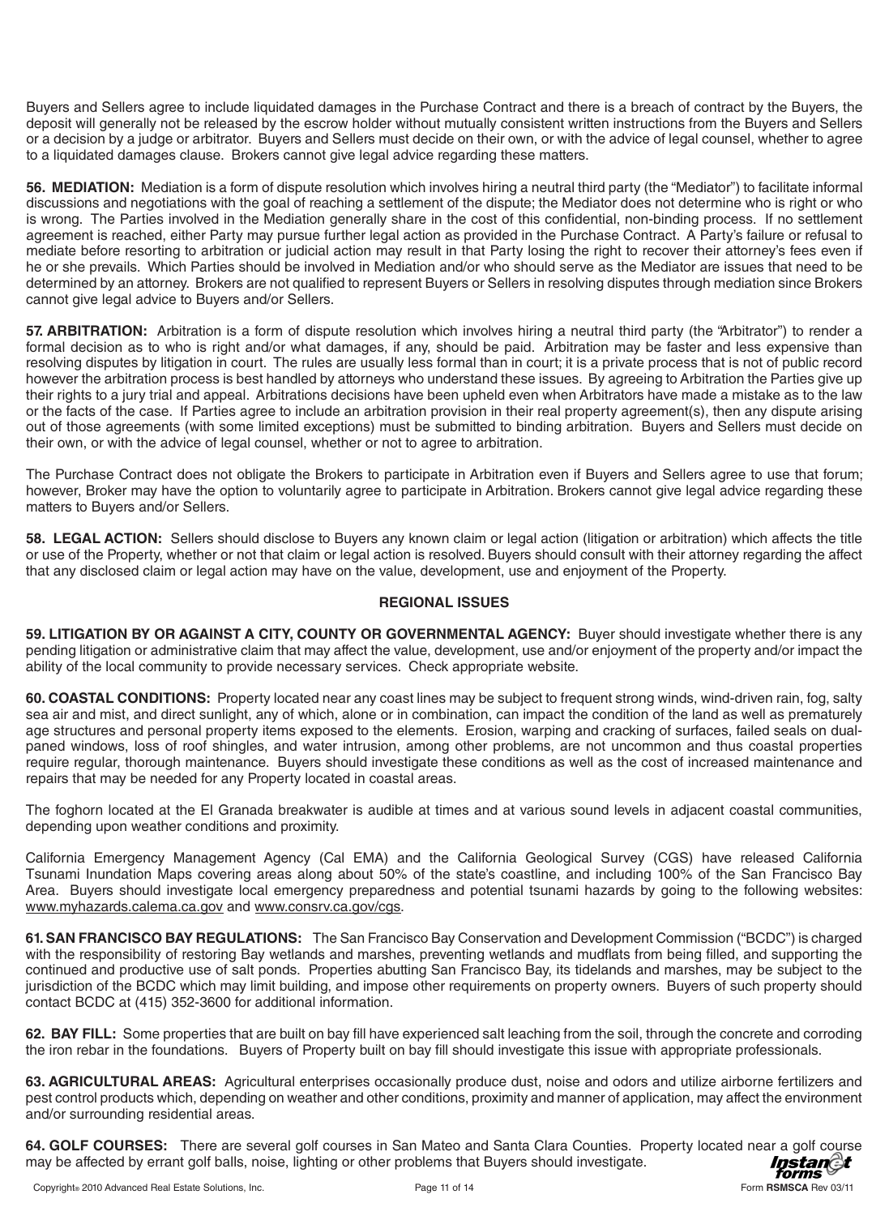Buyers and Sellers agree to include liquidated damages in the Purchase Contract and there is a breach of contract by the Buyers, the deposit will generally not be released by the escrow holder without mutually consistent written instructions from the Buyers and Sellers or a decision by a judge or arbitrator. Buyers and Sellers must decide on their own, or with the advice of legal counsel, whether to agree to a liquidated damages clause. Brokers cannot give legal advice regarding these matters.

**56. MEDIATION:** Mediation is a form of dispute resolution which involves hiring a neutral third party (the "Mediator") to facilitate informal discussions and negotiations with the goal of reaching a settlement of the dispute; the Mediator does not determine who is right or who is wrong. The Parties involved in the Mediation generally share in the cost of this confidential, non-binding process. If no settlement agreement is reached, either Party may pursue further legal action as provided in the Purchase Contract. A Party's failure or refusal to mediate before resorting to arbitration or judicial action may result in that Party losing the right to recover their attorney's fees even if he or she prevails. Which Parties should be involved in Mediation and/or who should serve as the Mediator are issues that need to be determined by an attorney. Brokers are not qualified to represent Buyers or Sellers in resolving disputes through mediation since Brokers cannot give legal advice to Buyers and/or Sellers.

**57. ARBITRATION:** Arbitration is a form of dispute resolution which involves hiring a neutral third party (the "Arbitrator") to render a formal decision as to who is right and/or what damages, if any, should be paid. Arbitration may be faster and less expensive than resolving disputes by litigation in court. The rules are usually less formal than in court; it is a private process that is not of public record however the arbitration process is best handled by attorneys who understand these issues. By agreeing to Arbitration the Parties give up their rights to a jury trial and appeal. Arbitrations decisions have been upheld even when Arbitrators have made a mistake as to the law or the facts of the case. If Parties agree to include an arbitration provision in their real property agreement(s), then any dispute arising out of those agreements (with some limited exceptions) must be submitted to binding arbitration. Buyers and Sellers must decide on their own, or with the advice of legal counsel, whether or not to agree to arbitration.

The Purchase Contract does not obligate the Brokers to participate in Arbitration even if Buyers and Sellers agree to use that forum; however, Broker may have the option to voluntarily agree to participate in Arbitration. Brokers cannot give legal advice regarding these matters to Buyers and/or Sellers.

**58. LEGAL ACTION:** Sellers should disclose to Buyers any known claim or legal action (litigation or arbitration) which affects the title or use of the Property, whether or not that claim or legal action is resolved. Buyers should consult with their attorney regarding the affect that any disclosed claim or legal action may have on the value, development, use and enjoyment of the Property.

## REGIONAL ISSUES

**59. LITIGATION BY OR AGAINST A CITY, COUNTY OR GOVERNMENTAL AGENCY:** Buyer should investigate whether there is any pending litigation or administrative claim that may affect the value, development, use and/or enjoyment of the property and/or impact the ability of the local community to provide necessary services. Check appropriate website.

**60. COASTAL CONDITIONS:** Property located near any coast lines may be subject to frequent strong winds, wind-driven rain, fog, salty sea air and mist, and direct sunlight, any of which, alone or in combination, can impact the condition of the land as well as prematurely age structures and personal property items exposed to the elements. Erosion, warping and cracking of surfaces, failed seals on dual-paned windows, loss of roof shingles, and water intrusion, among other problems, are not uncommon and thus coastal properties require regular, thorough maintenance. Buyers should investigate these conditions as well as the cost of increased maintenance and repairs that may be needed for any Property located in coastal areas.

The foghorn located at the El Granada breakwater is audible at times and at various sound levels in adjacent coastal communities, depending upon weather conditions and proximity.

California Emergency Management Agency (Cal EMA) and the California Geological Survey (CGS) have released California Tsunami Inundation Maps covering areas along about 50% of the state's coastline, and including 100% of the San Francisco Bay Area. Buyers should investigate local emergency preparedness and potential tsunami hazards by going to the following websites: www.myhazards.calema.ca.gov and www.consrv.ca.gov/cgs.

**61. SAN FRANCISCO BAY REGULATIONS:** The San Francisco Bay Conservation and Development Commission ("BCDC") is charged with the responsibility of restoring Bay wetlands and marshes, preventing wetlands and mudflats from being filled, and supporting the continued and productive use of salt ponds. Properties abutting San Francisco Bay, its tidelands and marshes, may be subject to the jurisdiction of the BCDC which may limit building, and impose other requirements on property owners. Buyers of such property should contact BCDC at (415) 352-3600 for additional information.

**62. BAY FILL:** Some properties that are built on bay fill have experienced salt leaching from the soil, through the concrete and corroding the iron rebar in the foundations. Buyers of Property built on bay fill should investigate this issue with appropriate professionals.

**63. AGRICULTURAL AREAS:** Agricultural enterprises occasionally produce dust, noise and odors and utilize airborne fertilizers and pest control products which, depending on weather and other conditions, proximity and manner of application, may affect the environment and/or surrounding residential areas.

**64. GOLF COURSES:** There are several golf courses in San Mateo and Santa Clara Counties. Property located near a golf course may be affected by errant golf balls, noise, lighting or other problems that Buyers should investigate.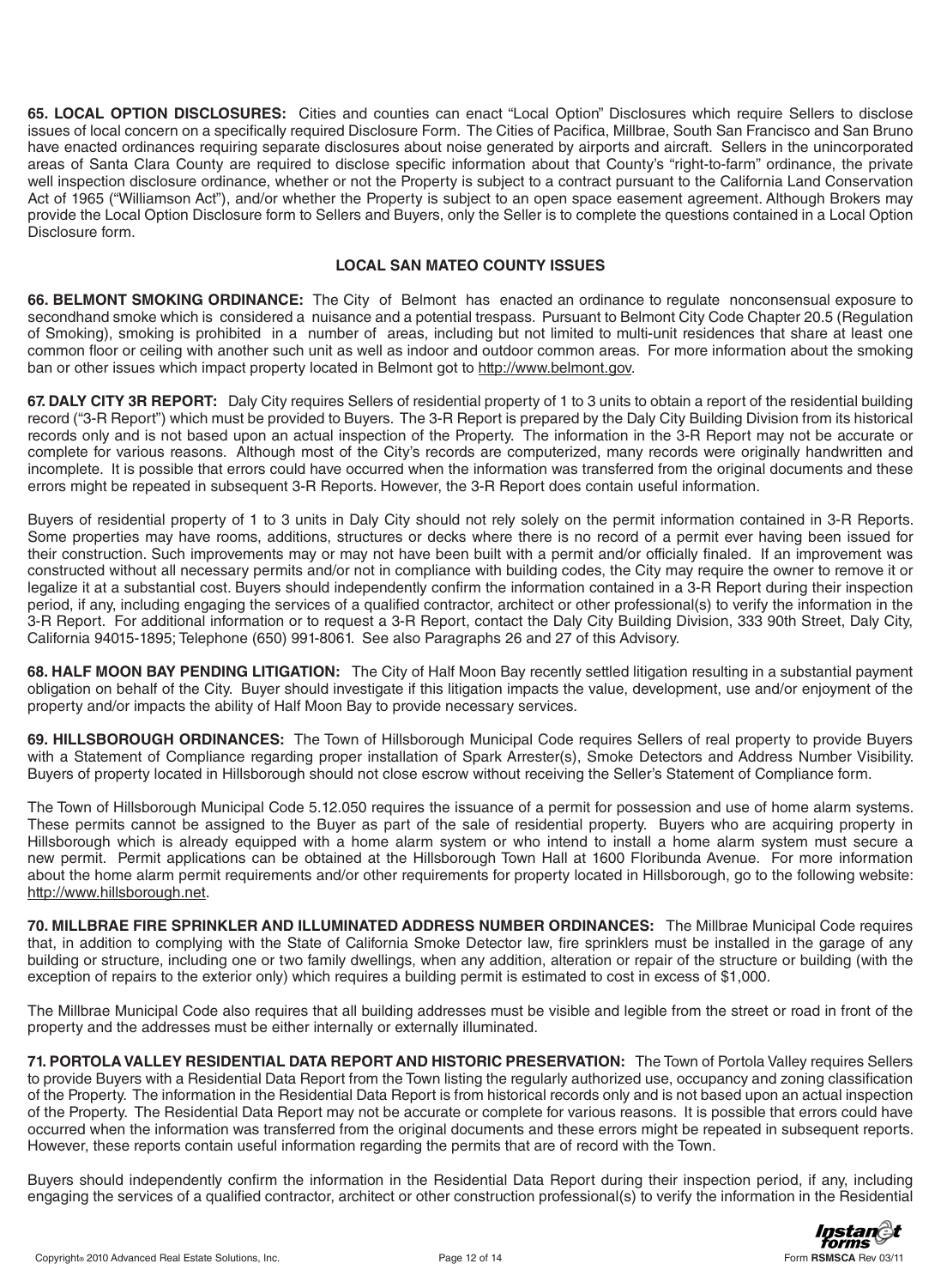**65. LOCAL OPTION DISCLOSURES:** Cities and counties can enact "Local Option" Disclosures which require Sellers to disclose issues of local concern on a specifically required Disclosure Form. The Cities of Pacifica, Millbrae, South San Francisco and San Bruno have enacted ordinances requiring separate disclosures about noise generated by airports and aircraft. Sellers in the unincorporated areas of Santa Clara County are required to disclose specific information about that County's "right-to-farm" ordinance, the private well inspection disclosure ordinance, whether or not the Property is subject to a contract pursuant to the California Land Conservation Act of 1965 ("Williamson Act"), and/or whether the Property is subject to an open space easement agreement. Although Brokers may provide the Local Option Disclosure form to Sellers and Buyers, only the Seller is to complete the questions contained in a Local Option Disclosure form.

## LOCAL SAN MATEO COUNTY ISSUES

**66. BELMONT SMOKING ORDINANCE:** The City of Belmont has enacted an ordinance to regulate nonconsensual exposure to secondhand smoke which is considered a nuisance and a potential trespass. Pursuant to Belmont City Code Chapter 20.5 (Regulation of Smoking), smoking is prohibited in a number of areas, including but not limited to multi-unit residences that share at least one common floor or ceiling with another such unit as well as indoor and outdoor common areas. For more information about the smoking ban or other issues which impact property located in Belmont got to http://www.belmont.gov.

**67. DALY CITY 3R REPORT:** Daly City requires Sellers of residential property of 1 to 3 units to obtain a report of the residential building record ("3-R Report") which must be provided to Buyers. The 3-R Report is prepared by the Daly City Building Division from its historical records only and is not based upon an actual inspection of the Property. The information in the 3-R Report may not be accurate or complete for various reasons. Although most of the City's records are computerized, many records were originally handwritten and incomplete. It is possible that errors could have occurred when the information was transferred from the original documents and these errors might be repeated in subsequent 3-R Reports. However, the 3-R Report does contain useful information.

Buyers of residential property of 1 to 3 units in Daly City should not rely solely on the permit information contained in 3-R Reports. Some properties may have rooms, additions, structures or decks where there is no record of a permit ever having been issued for their construction. Such improvements may or may not have been built with a permit and/or officially finaled. If an improvement was constructed without all necessary permits and/or not in compliance with building codes, the City may require the owner to remove it or legalize it at a substantial cost. Buyers should independently confirm the information contained in a 3-R Report during their inspection period, if any, including engaging the services of a qualified contractor, architect or other professional(s) to verify the information in the 3-R Report. For additional information or to request a 3-R Report, contact the Daly City Building Division, 333 90th Street, Daly City, California 94015-1895; Telephone (650) 991-8061. See also Paragraphs 26 and 27 of this Advisory.

**68. HALF MOON BAY PENDING LITIGATION:** The City of Half Moon Bay recently settled litigation resulting in a substantial payment obligation on behalf of the City. Buyer should investigate if this litigation impacts the value, development, use and/or enjoyment of the property and/or impacts the ability of Half Moon Bay to provide necessary services.

**69. HILLSBOROUGH ORDINANCES:** The Town of Hillsborough Municipal Code requires Sellers of real property to provide Buyers with a Statement of Compliance regarding proper installation of Spark Arrester(s), Smoke Detectors and Address Number Visibility. Buyers of property located in Hillsborough should not close escrow without receiving the Seller's Statement of Compliance form.

The Town of Hillsborough Municipal Code 5.12.050 requires the issuance of a permit for possession and use of home alarm systems. These permits cannot be assigned to the Buyer as part of the sale of residential property. Buyers who are acquiring property in Hillsborough which is already equipped with a home alarm system or who intend to install a home alarm system must secure a new permit. Permit applications can be obtained at the Hillsborough Town Hall at 1600 Floribunda Avenue. For more information about the home alarm permit requirements and/or other requirements for property located in Hillsborough, go to the following website: http://www.hillsborough.net.

**70. MILLBRAE FIRE SPRINKLER AND ILLUMINATED ADDRESS NUMBER ORDINANCES:** The Millbrae Municipal Code requires that, in addition to complying with the State of California Smoke Detector law, fire sprinklers must be installed in the garage of any building or structure, including one or two family dwellings, when any addition, alteration or repair of the structure or building (with the exception of repairs to the exterior only) which requires a building permit is estimated to cost in excess of $1,000.

The Millbrae Municipal Code also requires that all building addresses must be visible and legible from the street or road in front of the property and the addresses must be either internally or externally illuminated.

**71. PORTOLA VALLEY RESIDENTIAL DATA REPORT AND HISTORIC PRESERVATION:** The Town of Portola Valley requires Sellers to provide Buyers with a Residential Data Report from the Town listing the regularly authorized use, occupancy and zoning classification of the Property. The information in the Residential Data Report is from historical records only and is not based upon an actual inspection of the Property. The Residential Data Report may not be accurate or complete for various reasons. It is possible that errors could have occurred when the information was transferred from the original documents and these errors might be repeated in subsequent reports. However, these reports contain useful information regarding the permits that are of record with the Town.

Buyers should independently confirm the information in the Residential Data Report during their inspection period, if any, including engaging the services of a qualified contractor, architect or other construction professional(s) to verify the information in the Residential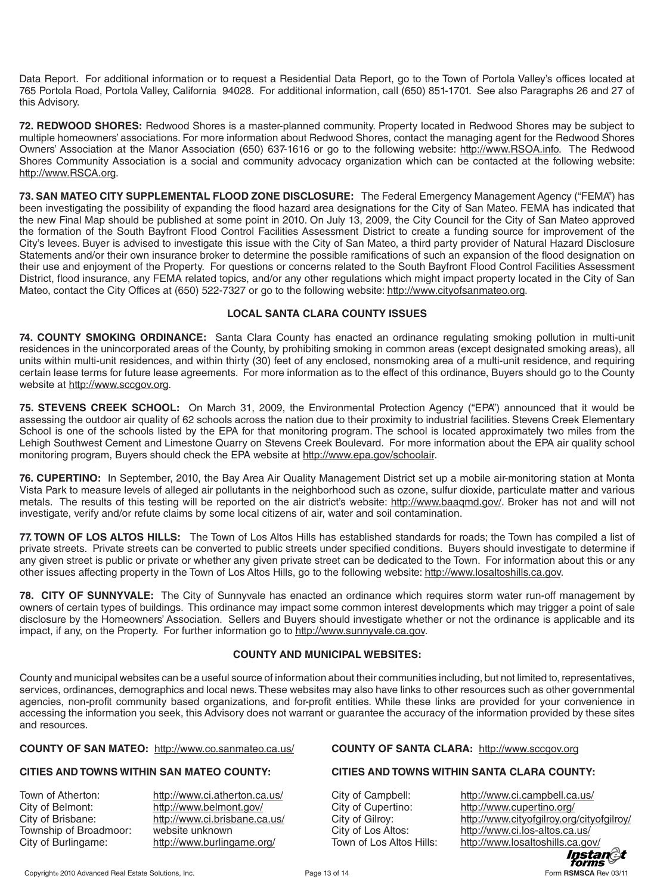Data Report. For additional information or to request a Residential Data Report, go to the Town of Portola Valley's offices located at 765 Portola Road, Portola Valley, California 94028. For additional information, call (650) 851-1701. See also Paragraphs 26 and 27 of this Advisory.

**72. REDWOOD SHORES:** Redwood Shores is a master-planned community. Property located in Redwood Shores may be subject to multiple homeowners' associations. For more information about Redwood Shores, contact the managing agent for the Redwood Shores Owners' Association at the Manor Association (650) 637-1616 or go to the following website: http://www.RSOA.info. The Redwood Shores Community Association is a social and community advocacy organization which can be contacted at the following website: http://www.RSCA.org.

**73. SAN MATEO CITY SUPPLEMENTAL FLOOD ZONE DISCLOSURE:** The Federal Emergency Management Agency ("FEMA") has been investigating the possibility of expanding the flood hazard area designations for the City of San Mateo. FEMA has indicated that the new Final Map should be published at some point in 2010. On July 13, 2009, the City Council for the City of San Mateo approved the formation of the South Bayfront Flood Control Facilities Assessment District to create a funding source for improvement of the City's levees. Buyer is advised to investigate this issue with the City of San Mateo, a third party provider of Natural Hazard Disclosure Statements and/or their own insurance broker to determine the possible ramifications of such an expansion of the flood designation on their use and enjoyment of the Property. For questions or concerns related to the South Bayfront Flood Control Facilities Assessment District, flood insurance, any FEMA related topics, and/or any other regulations which might impact property located in the City of San Mateo, contact the City Offices at (650) 522-7327 or go to the following website: http://www.cityofsanmateo.org.

## LOCAL SANTA CLARA COUNTY ISSUES

**74. COUNTY SMOKING ORDINANCE:** Santa Clara County has enacted an ordinance regulating smoking pollution in multi-unit residences in the unincorporated areas of the County, by prohibiting smoking in common areas (except designated smoking areas), all units within multi-unit residences, and within thirty (30) feet of any enclosed, nonsmoking area of a multi-unit residence, and requiring certain lease terms for future lease agreements. For more information as to the effect of this ordinance, Buyers should go to the County website at http://www.sccgov.org.

**75. STEVENS CREEK SCHOOL:** On March 31, 2009, the Environmental Protection Agency ("EPA") announced that it would be assessing the outdoor air quality of 62 schools across the nation due to their proximity to industrial facilities. Stevens Creek Elementary School is one of the schools listed by the EPA for that monitoring program. The school is located approximately two miles from the Lehigh Southwest Cement and Limestone Quarry on Stevens Creek Boulevard. For more information about the EPA air quality school monitoring program, Buyers should check the EPA website at http://www.epa.gov/schoolair.

**76. CUPERTINO:** In September, 2010, the Bay Area Air Quality Management District set up a mobile air-monitoring station at Monta Vista Park to measure levels of alleged air pollutants in the neighborhood such as ozone, sulfur dioxide, particulate matter and various metals. The results of this testing will be reported on the air district's website: http://www.baaqmd.gov/. Broker has not and will not investigate, verify and/or refute claims by some local citizens of air, water and soil contamination.

**77. TOWN OF LOS ALTOS HILLS:** The Town of Los Altos Hills has established standards for roads; the Town has compiled a list of private streets. Private streets can be converted to public streets under specified conditions. Buyers should investigate to determine if any given street is public or private or whether any given private street can be dedicated to the Town. For information about this or any other issues affecting property in the Town of Los Altos Hills, go to the following website: http://www.losaltoshills.ca.gov.

**78. CITY OF SUNNYVALE:** The City of Sunnyvale has enacted an ordinance which requires storm water run-off management by owners of certain types of buildings. This ordinance may impact some common interest developments which may trigger a point of sale disclosure by the Homeowners' Association. Sellers and Buyers should investigate whether or not the ordinance is applicable and its impact, if any, on the Property. For further information go to http://www.sunnyvale.ca.gov.

## COUNTY AND MUNICIPAL WEBSITES:

County and municipal websites can be a useful source of information about their communities including, but not limited to, representatives, services, ordinances, demographics and local news. These websites may also have links to other resources such as other governmental agencies, non-profit community based organizations, and for-profit entities. While these links are provided for your convenience in accessing the information you seek, this Advisory does not warrant or guarantee the accuracy of the information provided by these sites and resources.

**COUNTY OF SAN MATEO:** http://www.co.sanmateo.ca.us/

**CITIES AND TOWNS WITHIN SAN MATEO COUNTY:**

| | |
|---|---|
| Town of Atherton: | http://www.ci.atherton.ca.us/ |
| City of Belmont: | http://www.belmont.gov/ |
| City of Brisbane: | http://www.ci.brisbane.ca.us/ |
| Township of Broadmoor: | website unknown |
| City of Burlingame: | http://www.burlingame.org/ |

**COUNTY OF SANTA CLARA:** http://www.sccgov.org

**CITIES AND TOWNS WITHIN SANTA CLARA COUNTY:**

| | |
|---|---|
| City of Campbell: | http://www.ci.campbell.ca.us/ |
| City of Cupertino: | http://www.cupertino.org/ |
| City of Gilroy: | http://www.cityofgilroy.org/cityofgilroy/ |
| City of Los Altos: | http://www.ci.los-altos.ca.us/ |
| Town of Los Altos Hills: | http://www.losaltoshills.ca.gov/ |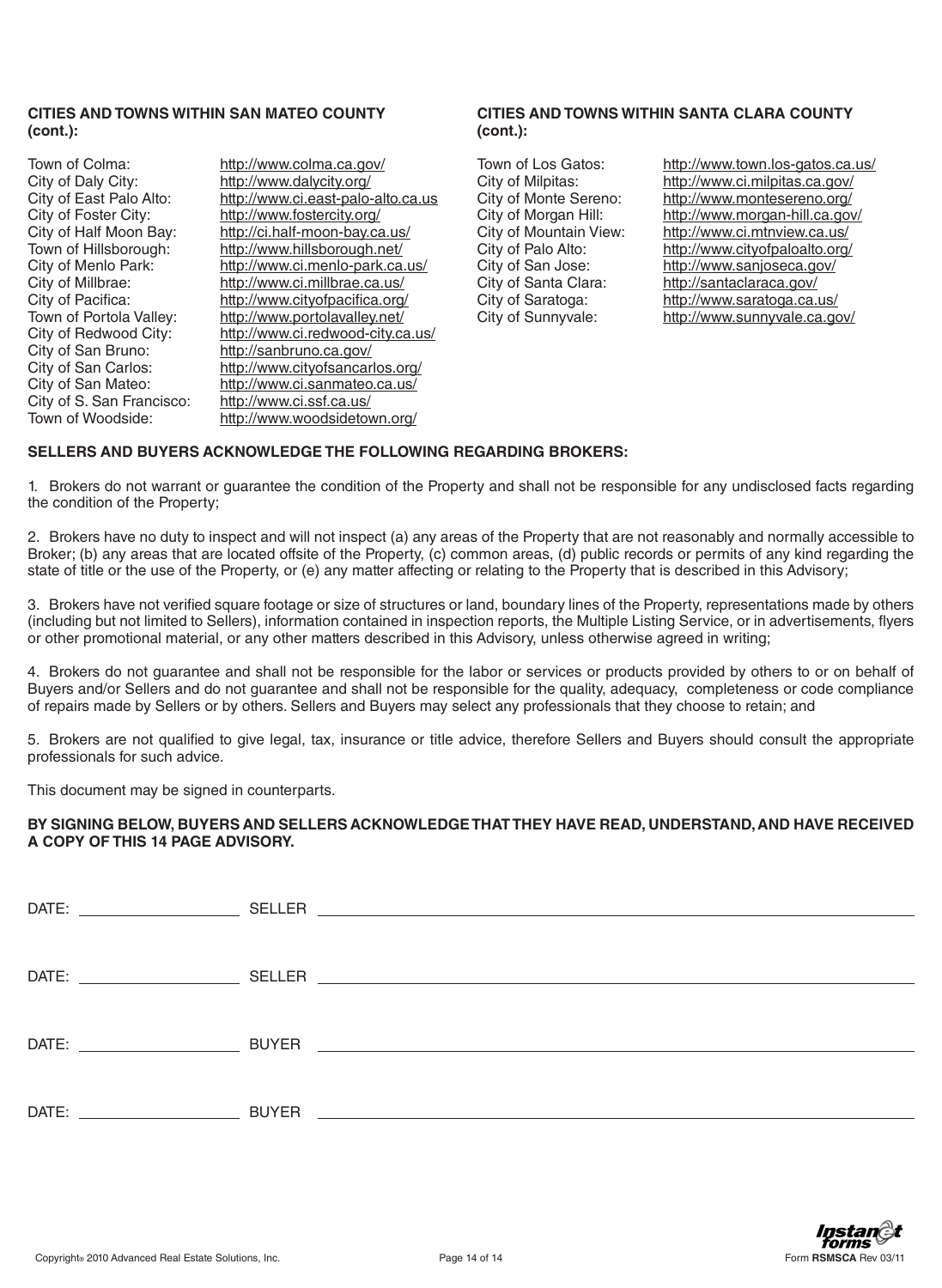### CITIES AND TOWNS WITHIN SAN MATEO COUNTY (cont.):

| | |
|---|---|
| Town of Colma: | http://www.colma.ca.gov/ |
| City of Daly City: | http://www.dalycity.org/ |
| City of East Palo Alto: | http://www.ci.east-palo-alto.ca.us |
| City of Foster City: | http://www.fostercity.org/ |
| City of Half Moon Bay: | http://ci.half-moon-bay.ca.us/ |
| Town of Hillsborough: | http://www.hillsborough.net/ |
| City of Menlo Park: | http://www.ci.menlo-park.ca.us/ |
| City of Millbrae: | http://www.ci.millbrae.ca.us/ |
| City of Pacifica: | http://www.cityofpacifica.org/ |
| Town of Portola Valley: | http://www.portolavalley.net/ |
| City of Redwood City: | http://www.ci.redwood-city.ca.us/ |
| City of San Bruno: | http://sanbruno.ca.gov/ |
| City of San Carlos: | http://www.cityofsancarlos.org/ |
| City of San Mateo: | http://www.ci.sanmateo.ca.us/ |
| City of S. San Francisco: | http://www.ci.ssf.ca.us/ |
| Town of Woodside: | http://www.woodsidetown.org/ |

### CITIES AND TOWNS WITHIN SANTA CLARA COUNTY (cont.):

| | |
|---|---|
| Town of Los Gatos: | http://www.town.los-gatos.ca.us/ |
| City of Milpitas: | http://www.ci.milpitas.ca.gov/ |
| City of Monte Sereno: | http://www.montesereno.org/ |
| City of Morgan Hill: | http://www.morgan-hill.ca.gov/ |
| City of Mountain View: | http://www.ci.mtnview.ca.us/ |
| City of Palo Alto: | http://www.cityofpaloalto.org/ |
| City of San Jose: | http://www.sanjoseca.gov/ |
| City of Santa Clara: | http://santaclaraca.gov/ |
| City of Saratoga: | http://www.saratoga.ca.us/ |
| City of Sunnyvale: | http://www.sunnyvale.ca.gov/ |

**SELLERS AND BUYERS ACKNOWLEDGE THE FOLLOWING REGARDING BROKERS:**

1. Brokers do not warrant or guarantee the condition of the Property and shall not be responsible for any undisclosed facts regarding the condition of the Property;

2. Brokers have no duty to inspect and will not inspect (a) any areas of the Property that are not reasonably and normally accessible to Broker; (b) any areas that are located offsite of the Property, (c) common areas, (d) public records or permits of any kind regarding the state of title or the use of the Property, or (e) any matter affecting or relating to the Property that is described in this Advisory;

3. Brokers have not verified square footage or size of structures or land, boundary lines of the Property, representations made by others (including but not limited to Sellers), information contained in inspection reports, the Multiple Listing Service, or in advertisements, flyers or other promotional material, or any other matters described in this Advisory, unless otherwise agreed in writing;

4. Brokers do not guarantee and shall not be responsible for the labor or services or products provided by others to or on behalf of Buyers and/or Sellers and do not guarantee and shall not be responsible for the quality, adequacy, completeness or code compliance of repairs made by Sellers or by others. Sellers and Buyers may select any professionals that they choose to retain; and

5. Brokers are not qualified to give legal, tax, insurance or title advice, therefore Sellers and Buyers should consult the appropriate professionals for such advice.

This document may be signed in counterparts.

**BY SIGNING BELOW, BUYERS AND SELLERS ACKNOWLEDGE THAT THEY HAVE READ, UNDERSTAND, AND HAVE RECEIVED A COPY OF THIS 14 PAGE ADVISORY.**

DATE: ____________________ SELLER ______________________________________________

DATE: ____________________ SELLER ______________________________________________

DATE: ____________________ BUYER ______________________________________________

DATE: ____________________ BUYER ______________________________________________

Copyright© 2010 Advanced Real Estate Solutions, Inc. Form **RSMSCA** Rev 03/11